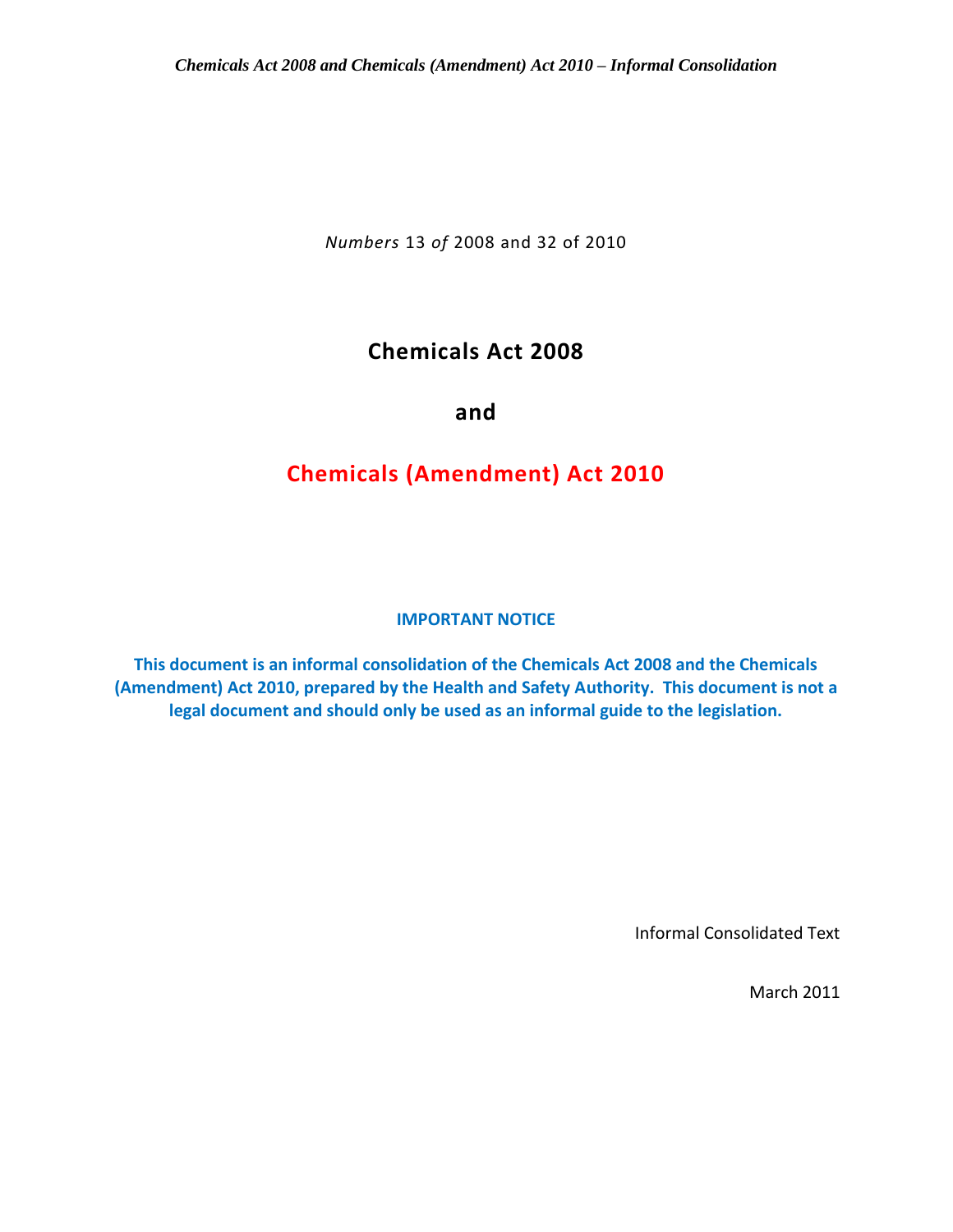*Numbers* 13 *of* 2008 and 32 of 2010

# Chemicals Act 2008

# and

# Chemicals (Amendment) Act 2010

**IMPORTANT NOTICE**

**This document is an informal consolidation of the Chemicals Act 2008 and the Chemicals (Amendment) Act 2010, prepared by the Health and Safety Authority. This document is not a legal document and should only be used as an informal guide to the legislation.**

Informal Consolidated Text

March 2011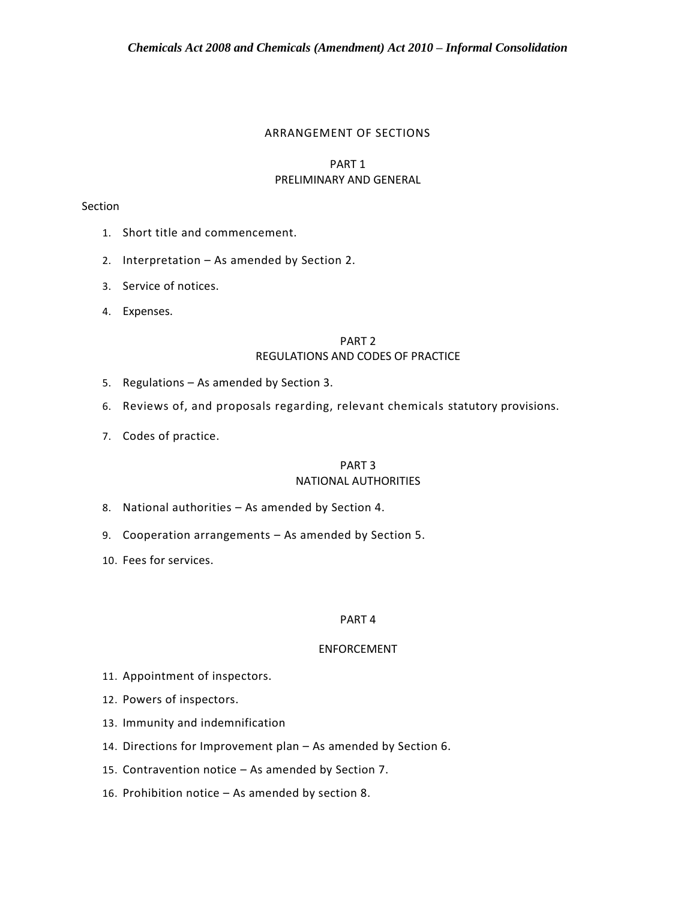ARRANGEMENT OF SECTIONS

PART 1
PRELIMINARY AND GENERAL

Section

1. Short title and commencement.
2. Interpretation – As amended by Section 2.
3. Service of notices.
4. Expenses.

PART 2
REGULATIONS AND CODES OF PRACTICE

5. Regulations – As amended by Section 3.
6. Reviews of, and proposals regarding, relevant chemicals statutory provisions.
7. Codes of practice.

PART 3
NATIONAL AUTHORITIES

8. National authorities – As amended by Section 4.
9. Cooperation arrangements – As amended by Section 5.
10. Fees for services.

PART 4

ENFORCEMENT

11. Appointment of inspectors.
12. Powers of inspectors.
13. Immunity and indemnification
14. Directions for Improvement plan – As amended by Section 6.
15. Contravention notice – As amended by Section 7.
16. Prohibition notice – As amended by section 8.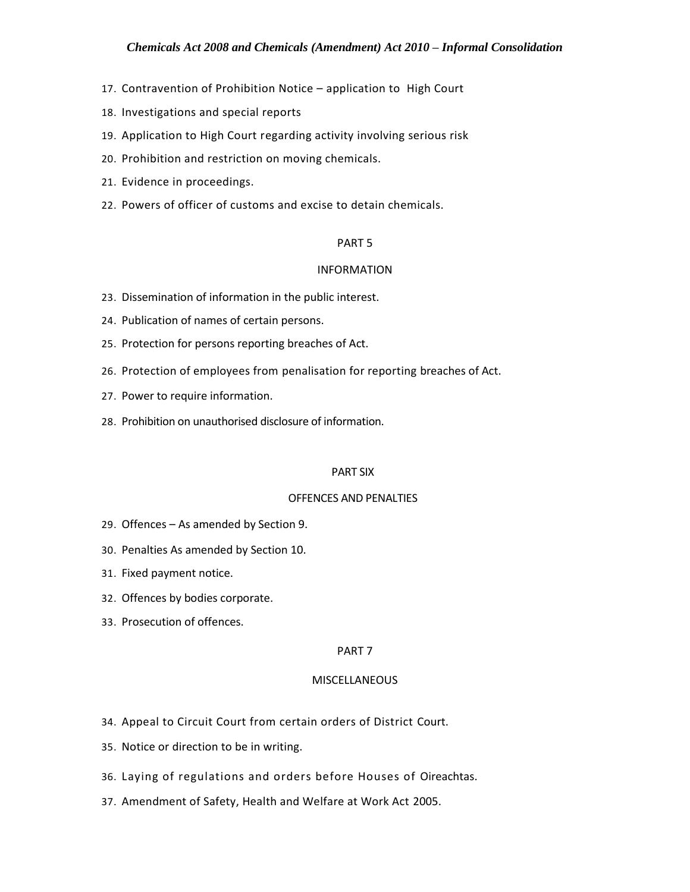17. Contravention of Prohibition Notice – application to High Court
18. Investigations and special reports
19. Application to High Court regarding activity involving serious risk
20. Prohibition and restriction on moving chemicals.
21. Evidence in proceedings.
22. Powers of officer of customs and excise to detain chemicals.

PART 5

INFORMATION

23. Dissemination of information in the public interest.
24. Publication of names of certain persons.
25. Protection for persons reporting breaches of Act.
26. Protection of employees from penalisation for reporting breaches of Act.
27. Power to require information.
28. Prohibition on unauthorised disclosure of information.

PART SIX

OFFENCES AND PENALTIES

29. Offences – As amended by Section 9.
30. Penalties As amended by Section 10.
31. Fixed payment notice.
32. Offences by bodies corporate.
33. Prosecution of offences.

PART 7

MISCELLANEOUS

34. Appeal to Circuit Court from certain orders of District Court.
35. Notice or direction to be in writing.
36. Laying of regulations and orders before Houses of Oireachtas.
37. Amendment of Safety, Health and Welfare at Work Act 2005.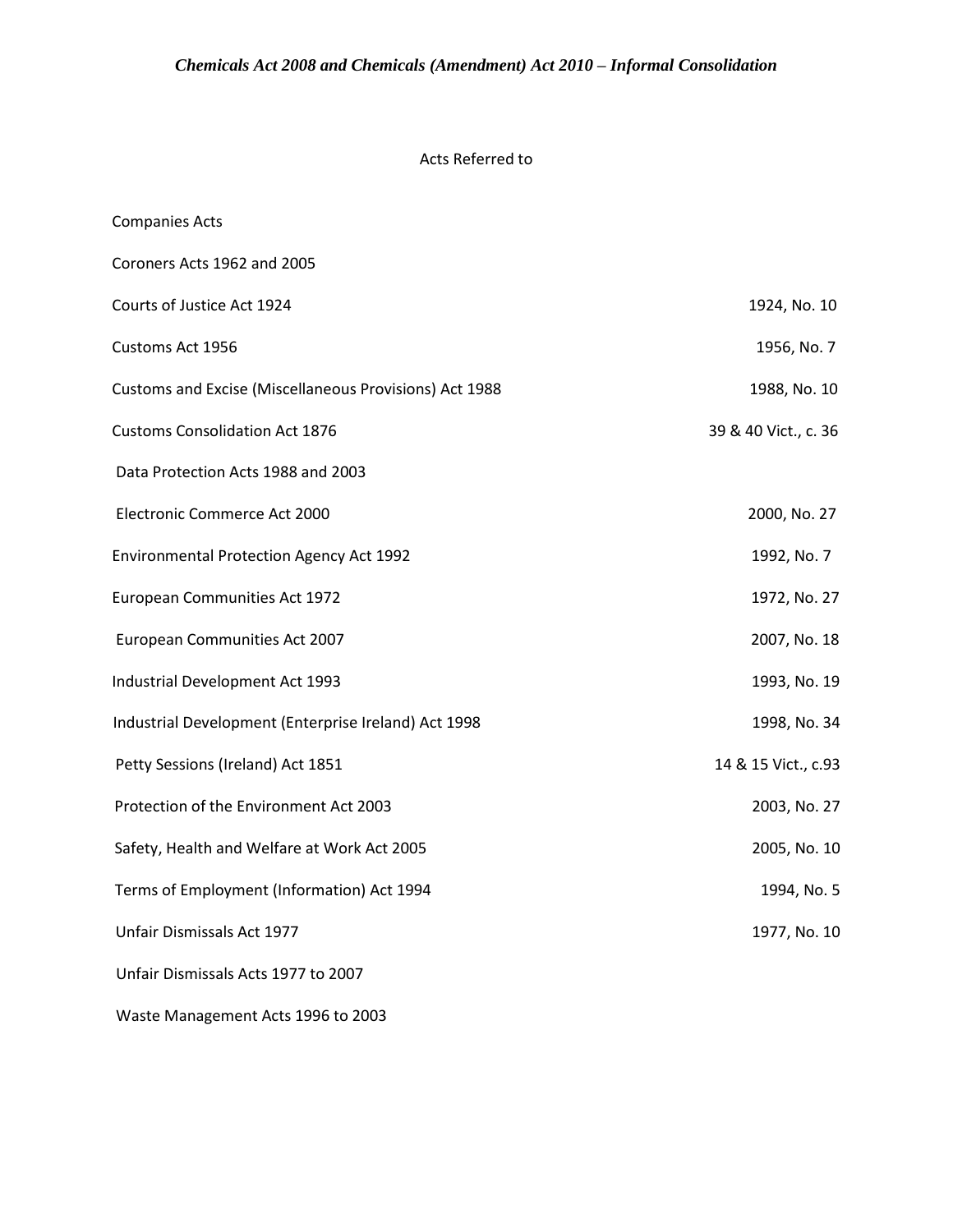## Acts Referred to

| | |
|---|---|
| Companies Acts | |
| Coroners Acts 1962 and 2005 | |
| Courts of Justice Act 1924 | 1924, No. 10 |
| Customs Act 1956 | 1956, No. 7 |
| Customs and Excise (Miscellaneous Provisions) Act 1988 | 1988, No. 10 |
| Customs Consolidation Act 1876 | 39 & 40 Vict., c. 36 |
| Data Protection Acts 1988 and 2003 | |
| Electronic Commerce Act 2000 | 2000, No. 27 |
| Environmental Protection Agency Act 1992 | 1992, No. 7 |
| European Communities Act 1972 | 1972, No. 27 |
| European Communities Act 2007 | 2007, No. 18 |
| Industrial Development Act 1993 | 1993, No. 19 |
| Industrial Development (Enterprise Ireland) Act 1998 | 1998, No. 34 |
| Petty Sessions (Ireland) Act 1851 | 14 & 15 Vict., c.93 |
| Protection of the Environment Act 2003 | 2003, No. 27 |
| Safety, Health and Welfare at Work Act 2005 | 2005, No. 10 |
| Terms of Employment (Information) Act 1994 | 1994, No. 5 |
| Unfair Dismissals Act 1977 | 1977, No. 10 |
| Unfair Dismissals Acts 1977 to 2007 | |
| Waste Management Acts 1996 to 2003 | |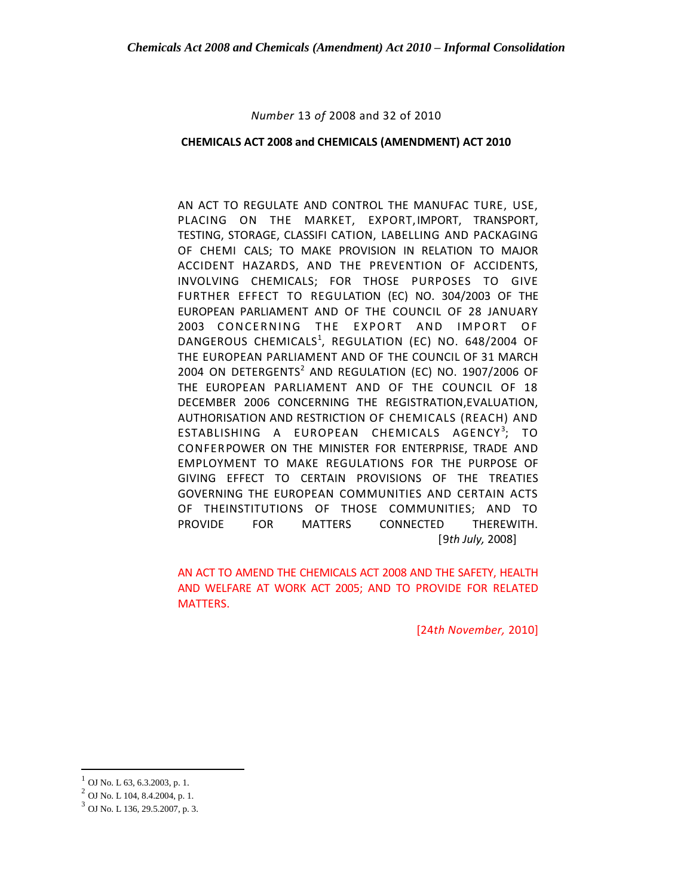*Number* 13 *of* 2008 and 32 of 2010

**CHEMICALS ACT 2008 and CHEMICALS (AMENDMENT) ACT 2010**

AN ACT TO REGULATE AND CONTROL THE MANUFAC TURE, USE, PLACING ON THE MARKET, EXPORT, IMPORT, TRANSPORT, TESTING, STORAGE, CLASSIFI CATION, LABELLING AND PACKAGING OF CHEMI CALS; TO MAKE PROVISION IN RELATION TO MAJOR ACCIDENT HAZARDS, AND THE PREVENTION OF ACCIDENTS, INVOLVING CHEMICALS; FOR THOSE PURPOSES TO GIVE FURTHER EFFECT TO REGULATION (EC) NO. 304/2003 OF THE EUROPEAN PARLIAMENT AND OF THE COUNCIL OF 28 JANUARY 2003 CONCERNING THE EXPORT AND IMPORT OF DANGEROUS CHEMICALS[1], REGULATION (EC) NO. 648/2004 OF THE EUROPEAN PARLIAMENT AND OF THE COUNCIL OF 31 MARCH 2004 ON DETERGENTS[2] AND REGULATION (EC) NO. 1907/2006 OF THE EUROPEAN PARLIAMENT AND OF THE COUNCIL OF 18 DECEMBER 2006 CONCERNING THE REGISTRATION, EVALUATION, AUTHORISATION AND RESTRICTION OF CHEMICALS (REACH) AND ESTABLISHING A EUROPEAN CHEMICALS AGENCY[3]; TO CONFERPOWER ON THE MINISTER FOR ENTERPRISE, TRADE AND EMPLOYMENT TO MAKE REGULATIONS FOR THE PURPOSE OF GIVING EFFECT TO CERTAIN PROVISIONS OF THE TREATIES GOVERNING THE EUROPEAN COMMUNITIES AND CERTAIN ACTS OF THEINSTITUTIONS OF THOSE COMMUNITIES; AND TO PROVIDE FOR MATTERS CONNECTED THEREWITH.

[9*th July,* 2008]

AN ACT TO AMEND THE CHEMICALS ACT 2008 AND THE SAFETY, HEALTH AND WELFARE AT WORK ACT 2005; AND TO PROVIDE FOR RELATED MATTERS.

[24*th November,* 2010]

---

[1] OJ No. L 63, 6.3.2003, p. 1.

[2] OJ No. L 104, 8.4.2004, p. 1.

[3] OJ No. L 136, 29.5.2007, p. 3.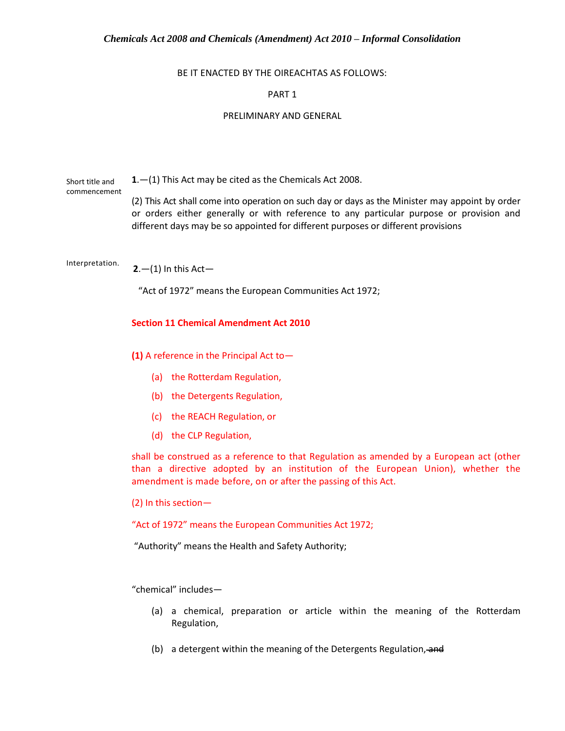*Chemicals Act 2008 and Chemicals (Amendment) Act 2010 – Informal Consolidation*

BE IT ENACTED BY THE OIREACHTAS AS FOLLOWS:

PART 1

PRELIMINARY AND GENERAL

Short title and commencement

**1**.—(1) This Act may be cited as the Chemicals Act 2008.

(2) This Act shall come into operation on such day or days as the Minister may appoint by order or orders either generally or with reference to any particular purpose or provision and different days may be so appointed for different purposes or different provisions

Interpretation.

**2**.—(1) In this Act—

"Act of 1972" means the European Communities Act 1972;

**Section 11 Chemical Amendment Act 2010**

**(1)** A reference in the Principal Act to—

(a) the Rotterdam Regulation,

(b) the Detergents Regulation,

(c) the REACH Regulation, or

(d) the CLP Regulation,

shall be construed as a reference to that Regulation as amended by a European act (other than a directive adopted by an institution of the European Union), whether the amendment is made before, on or after the passing of this Act.

(2) In this section—

"Act of 1972" means the European Communities Act 1972;

"Authority" means the Health and Safety Authority;

"chemical" includes—

(a) a chemical, preparation or article within the meaning of the Rotterdam Regulation,

(b) a detergent within the meaning of the Detergents Regulation, ~~and~~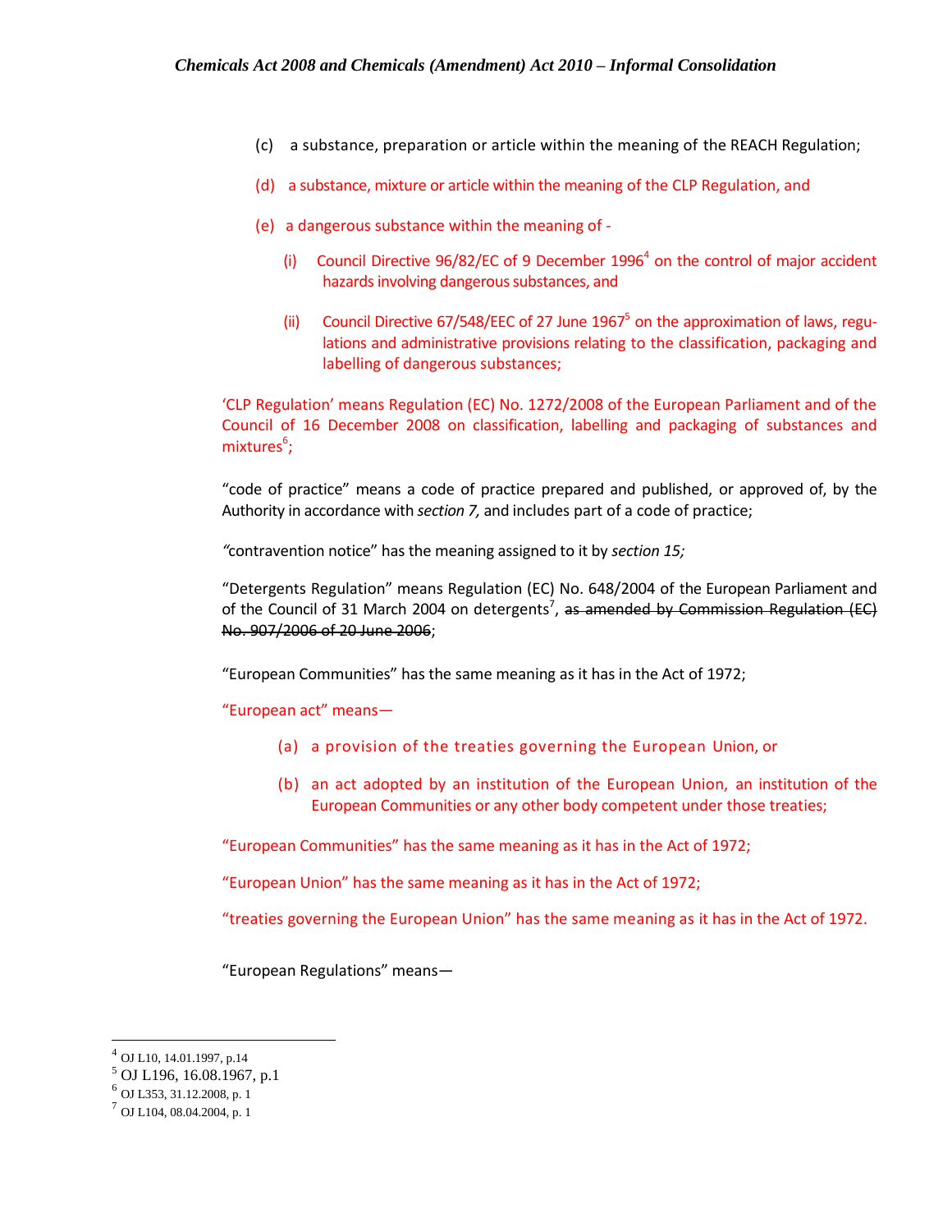(c) a substance, preparation or article within the meaning of the REACH Regulation;

(d) a substance, mixture or article within the meaning of the CLP Regulation, and

(e) a dangerous substance within the meaning of -

(i) Council Directive 96/82/EC of 9 December 1996[4] on the control of major accident hazards involving dangerous substances, and

(ii) Council Directive 67/548/EEC of 27 June 1967[5] on the approximation of laws, regulations and administrative provisions relating to the classification, packaging and labelling of dangerous substances;

'CLP Regulation' means Regulation (EC) No. 1272/2008 of the European Parliament and of the Council of 16 December 2008 on classification, labelling and packaging of substances and mixtures[6];

"code of practice" means a code of practice prepared and published, or approved of, by the Authority in accordance with *section 7,* and includes part of a code of practice;

"contravention notice" has the meaning assigned to it by *section 15;*

"Detergents Regulation" means Regulation (EC) No. 648/2004 of the European Parliament and of the Council of 31 March 2004 on detergents[7], ~~as amended by Commission Regulation (EC) No. 907/2006 of 20 June 2006~~;

"European Communities" has the same meaning as it has in the Act of 1972;

"European act" means—

(a) a provision of the treaties governing the European Union, or

(b) an act adopted by an institution of the European Union, an institution of the European Communities or any other body competent under those treaties;

"European Communities" has the same meaning as it has in the Act of 1972;

"European Union" has the same meaning as it has in the Act of 1972;

"treaties governing the European Union" has the same meaning as it has in the Act of 1972.

"European Regulations" means—

---

[4] OJ L10, 14.01.1997, p.14

[5] OJ L196, 16.08.1967, p.1

[6] OJ L353, 31.12.2008, p. 1

[7] OJ L104, 08.04.2004, p. 1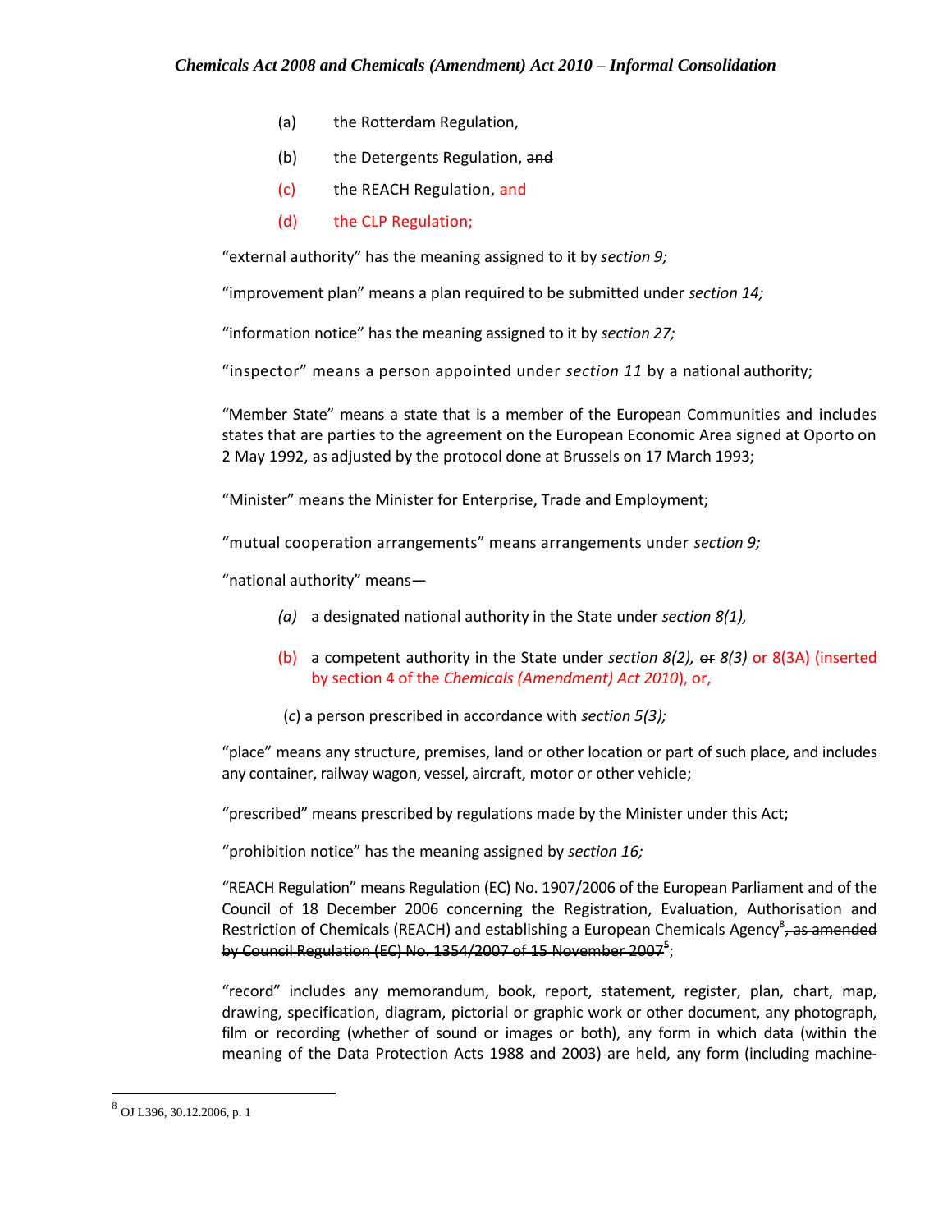(a) the Rotterdam Regulation,

(b) the Detergents Regulation, ~~and~~

(c) the REACH Regulation, and

(d) the CLP Regulation;

"external authority" has the meaning assigned to it by *section 9;*

"improvement plan" means a plan required to be submitted under *section 14;*

"information notice" has the meaning assigned to it by *section 27;*

"inspector" means a person appointed under *section 11* by a national authority;

"Member State" means a state that is a member of the European Communities and includes states that are parties to the agreement on the European Economic Area signed at Oporto on 2 May 1992, as adjusted by the protocol done at Brussels on 17 March 1993;

"Minister" means the Minister for Enterprise, Trade and Employment;

"mutual cooperation arrangements" means arrangements under *section 9;*

"national authority" means—

*(a)* a designated national authority in the State under *section 8(1),*

(b) a competent authority in the State under *section 8(2),* ~~or~~ *8(3)* or 8(3A) (inserted by section 4 of the *Chemicals (Amendment) Act 2010*), or,

(*c*) a person prescribed in accordance with *section 5(3);*

"place" means any structure, premises, land or other location or part of such place, and includes any container, railway wagon, vessel, aircraft, motor or other vehicle;

"prescribed" means prescribed by regulations made by the Minister under this Act;

"prohibition notice" has the meaning assigned by *section 16;*

"REACH Regulation" means Regulation (EC) No. 1907/2006 of the European Parliament and of the Council of 18 December 2006 concerning the Registration, Evaluation, Authorisation and Restriction of Chemicals (REACH) and establishing a European Chemicals Agency[8]~~, as amended by Council Regulation (EC) No. 1354/2007 of 15 November 2007~~[5];

"record" includes any memorandum, book, report, statement, register, plan, chart, map, drawing, specification, diagram, pictorial or graphic work or other document, any photograph, film or recording (whether of sound or images or both), any form in which data (within the meaning of the Data Protection Acts 1988 and 2003) are held, any form (including machine-

[8] OJ L396, 30.12.2006, p. 1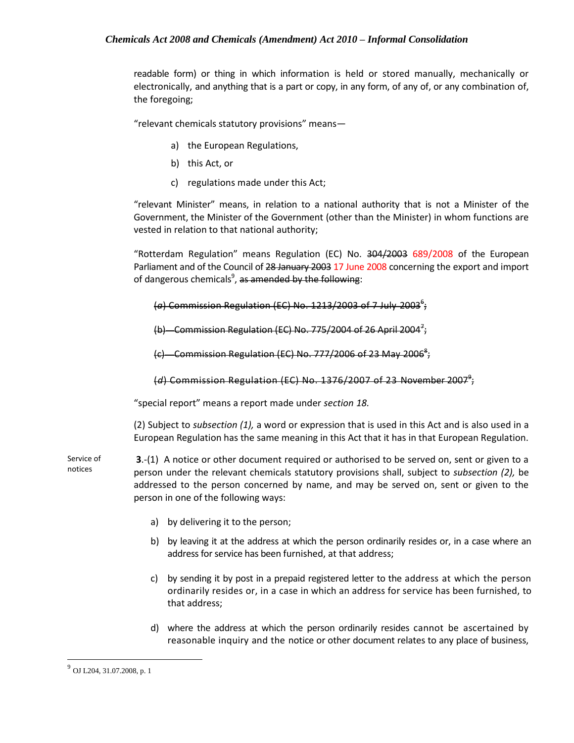readable form) or thing in which information is held or stored manually, mechanically or electronically, and anything that is a part or copy, in any form, of any of, or any combination of, the foregoing;

"relevant chemicals statutory provisions" means—

a) the European Regulations,

b) this Act, or

c) regulations made under this Act;

"relevant Minister" means, in relation to a national authority that is not a Minister of the Government, the Minister of the Government (other than the Minister) in whom functions are vested in relation to that national authority;

"Rotterdam Regulation" means Regulation (EC) No. ~~304/2003~~ 689/2008 of the European Parliament and of the Council of ~~28 January 2003~~ 17 June 2008 concerning the export and import of dangerous chemicals[9], ~~as amended by the following~~:

~~(*a*) Commission Regulation (EC) No. 1213/2003 of 7 July 2003[6];~~

~~(b) Commission Regulation (EC) No. 775/2004 of 26 April 2004[7];~~

~~(c) Commission Regulation (EC) No. 777/2006 of 23 May 2006[8];~~

~~(*d*) Commission Regulation (EC) No. 1376/2007 of 23 November 2007[9];~~

"special report" means a report made under *section 18.*

(2) Subject to *subsection (1),* a word or expression that is used in this Act and is also used in a European Regulation has the same meaning in this Act that it has in that European Regulation.

Service of notices

**3**.-(1) A notice or other document required or authorised to be served on, sent or given to a person under the relevant chemicals statutory provisions shall, subject to *subsection (2),* be addressed to the person concerned by name, and may be served on, sent or given to the person in one of the following ways:

a) by delivering it to the person;

b) by leaving it at the address at which the person ordinarily resides or, in a case where an address for service has been furnished, at that address;

c) by sending it by post in a prepaid registered letter to the address at which the person ordinarily resides or, in a case in which an address for service has been furnished, to that address;

d) where the address at which the person ordinarily resides cannot be ascertained by reasonable inquiry and the notice or other document relates to any place of business,

---

[9] OJ L204, 31.07.2008, p. 1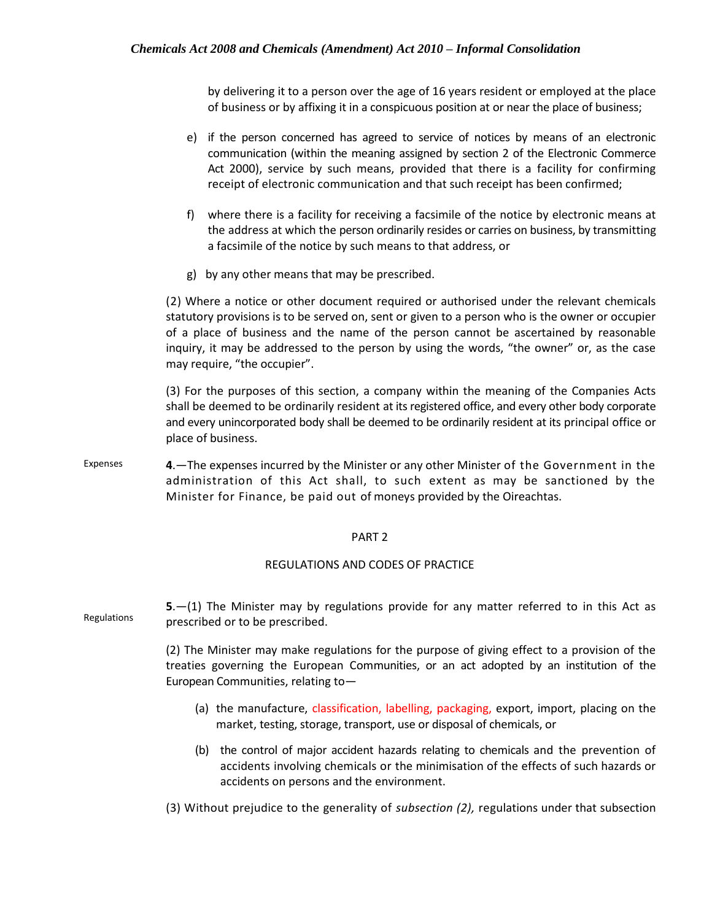by delivering it to a person over the age of 16 years resident or employed at the place of business or by affixing it in a conspicuous position at or near the place of business;

e) if the person concerned has agreed to service of notices by means of an electronic communication (within the meaning assigned by section 2 of the Electronic Commerce Act 2000), service by such means, provided that there is a facility for confirming receipt of electronic communication and that such receipt has been confirmed;

f) where there is a facility for receiving a facsimile of the notice by electronic means at the address at which the person ordinarily resides or carries on business, by transmitting a facsimile of the notice by such means to that address, or

g) by any other means that may be prescribed.

(2) Where a notice or other document required or authorised under the relevant chemicals statutory provisions is to be served on, sent or given to a person who is the owner or occupier of a place of business and the name of the person cannot be ascertained by reasonable inquiry, it may be addressed to the person by using the words, "the owner" or, as the case may require, "the occupier".

(3) For the purposes of this section, a company within the meaning of the Companies Acts shall be deemed to be ordinarily resident at its registered office, and every other body corporate and every unincorporated body shall be deemed to be ordinarily resident at its principal office or place of business.

Expenses

**4**.—The expenses incurred by the Minister or any other Minister of the Government in the administration of this Act shall, to such extent as may be sanctioned by the Minister for Finance, be paid out of moneys provided by the Oireachtas.

## PART 2

## REGULATIONS AND CODES OF PRACTICE

Regulations

**5**.—(1) The Minister may by regulations provide for any matter referred to in this Act as prescribed or to be prescribed.

(2) The Minister may make regulations for the purpose of giving effect to a provision of the treaties governing the European Communities, or an act adopted by an institution of the European Communities, relating to—

(a) the manufacture, classification, labelling, packaging, export, import, placing on the market, testing, storage, transport, use or disposal of chemicals, or

(b) the control of major accident hazards relating to chemicals and the prevention of accidents involving chemicals or the minimisation of the effects of such hazards or accidents on persons and the environment.

(3) Without prejudice to the generality of *subsection (2),* regulations under that subsection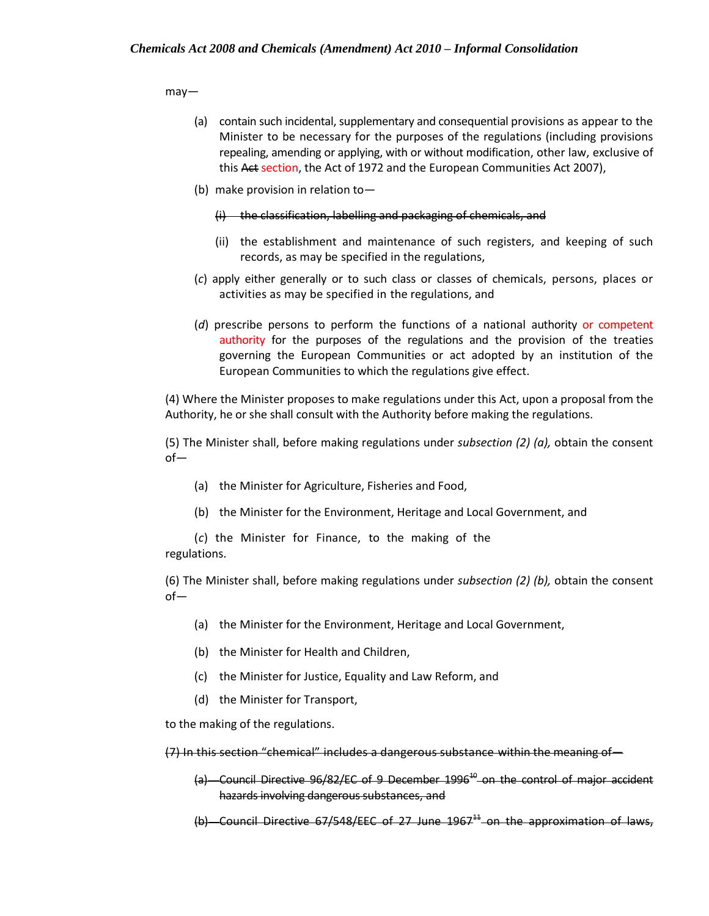may—

(a) contain such incidental, supplementary and consequential provisions as appear to the Minister to be necessary for the purposes of the regulations (including provisions repealing, amending or applying, with or without modification, other law, exclusive of this ~~Act~~ section, the Act of 1972 and the European Communities Act 2007),

(b) make provision in relation to—

~~(i) the classification, labelling and packaging of chemicals, and~~

(ii) the establishment and maintenance of such registers, and keeping of such records, as may be specified in the regulations,

(*c*) apply either generally or to such class or classes of chemicals, persons, places or activities as may be specified in the regulations, and

(*d*) prescribe persons to perform the functions of a national authority or competent authority for the purposes of the regulations and the provision of the treaties governing the European Communities or act adopted by an institution of the European Communities to which the regulations give effect.

(4) Where the Minister proposes to make regulations under this Act, upon a proposal from the Authority, he or she shall consult with the Authority before making the regulations.

(5) The Minister shall, before making regulations under *subsection (2) (a),* obtain the consent of—

(a) the Minister for Agriculture, Fisheries and Food,

(b) the Minister for the Environment, Heritage and Local Government, and

(*c*) the Minister for Finance, to the making of the regulations.

(6) The Minister shall, before making regulations under *subsection (2) (b),* obtain the consent of—

(a) the Minister for the Environment, Heritage and Local Government,

(b) the Minister for Health and Children,

(c) the Minister for Justice, Equality and Law Reform, and

(d) the Minister for Transport,

to the making of the regulations.

~~(7) In this section "chemical" includes a dangerous substance within the meaning of—~~

~~(a) Council Directive 96/82/EC of 9 December 1996~~[10] ~~on the control of major accident hazards involving dangerous substances, and~~

~~(b) Council Directive 67/548/EEC of 27 June 1967~~[11] ~~on the approximation of laws,~~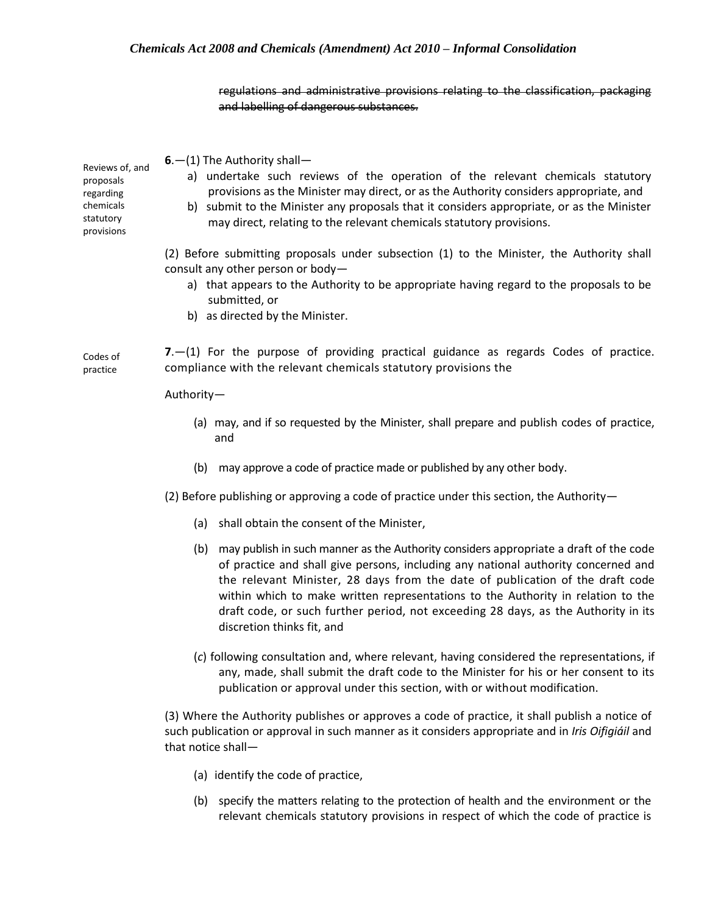~~regulations and administrative provisions relating to the classification, packaging and labelling of dangerous substances.~~

Reviews of, and proposals regarding chemicals statutory provisions

**6**.—(1) The Authority shall—

a) undertake such reviews of the operation of the relevant chemicals statutory provisions as the Minister may direct, or as the Authority considers appropriate, and
b) submit to the Minister any proposals that it considers appropriate, or as the Minister may direct, relating to the relevant chemicals statutory provisions.

(2) Before submitting proposals under subsection (1) to the Minister, the Authority shall consult any other person or body—

a) that appears to the Authority to be appropriate having regard to the proposals to be submitted, or
b) as directed by the Minister.

Codes of practice

**7**.—(1) For the purpose of providing practical guidance as regards Codes of practice. compliance with the relevant chemicals statutory provisions the

Authority—

(a) may, and if so requested by the Minister, shall prepare and publish codes of practice, and

(b) may approve a code of practice made or published by any other body.

(2) Before publishing or approving a code of practice under this section, the Authority—

(a) shall obtain the consent of the Minister,

(b) may publish in such manner as the Authority considers appropriate a draft of the code of practice and shall give persons, including any national authority concerned and the relevant Minister, 28 days from the date of publication of the draft code within which to make written representations to the Authority in relation to the draft code, or such further period, not exceeding 28 days, as the Authority in its discretion thinks fit, and

(*c*) following consultation and, where relevant, having considered the representations, if any, made, shall submit the draft code to the Minister for his or her consent to its publication or approval under this section, with or without modification.

(3) Where the Authority publishes or approves a code of practice, it shall publish a notice of such publication or approval in such manner as it considers appropriate and in *Iris Oifigiáil* and that notice shall—

(a) identify the code of practice,

(b) specify the matters relating to the protection of health and the environment or the relevant chemicals statutory provisions in respect of which the code of practice is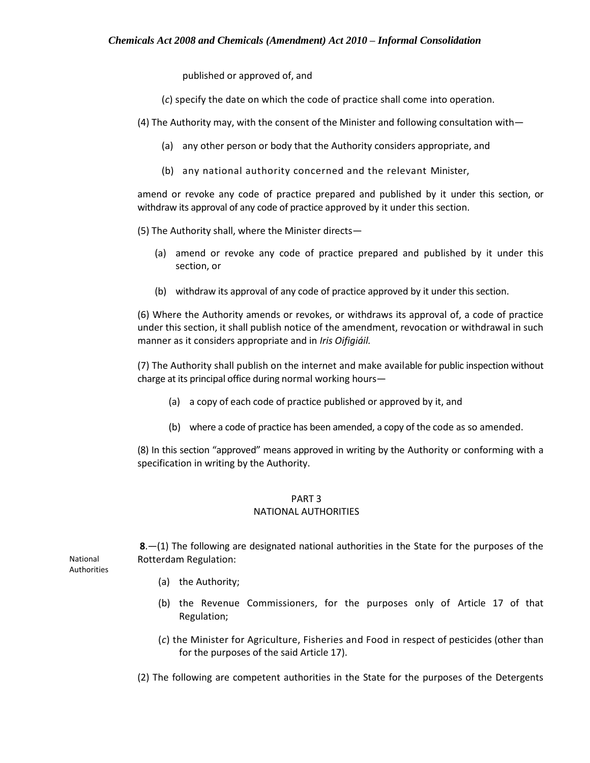published or approved of, and

(*c*) specify the date on which the code of practice shall come into operation.

(4) The Authority may, with the consent of the Minister and following consultation with—

(a) any other person or body that the Authority considers appropriate, and

(b) any national authority concerned and the relevant Minister,

amend or revoke any code of practice prepared and published by it under this section, or withdraw its approval of any code of practice approved by it under this section.

(5) The Authority shall, where the Minister directs—

(a) amend or revoke any code of practice prepared and published by it under this section, or

(b) withdraw its approval of any code of practice approved by it under this section.

(6) Where the Authority amends or revokes, or withdraws its approval of, a code of practice under this section, it shall publish notice of the amendment, revocation or withdrawal in such manner as it considers appropriate and in *Iris Oifigiúil.*

(7) The Authority shall publish on the internet and make available for public inspection without charge at its principal office during normal working hours—

(a) a copy of each code of practice published or approved by it, and

(b) where a code of practice has been amended, a copy of the code as so amended.

(8) In this section "approved" means approved in writing by the Authority or conforming with a specification in writing by the Authority.

## PART 3
## NATIONAL AUTHORITIES

National Authorities

**8**.—(1) The following are designated national authorities in the State for the purposes of the Rotterdam Regulation:

(a) the Authority;

(b) the Revenue Commissioners, for the purposes only of Article 17 of that Regulation;

(*c*) the Minister for Agriculture, Fisheries and Food in respect of pesticides (other than for the purposes of the said Article 17).

(2) The following are competent authorities in the State for the purposes of the Detergents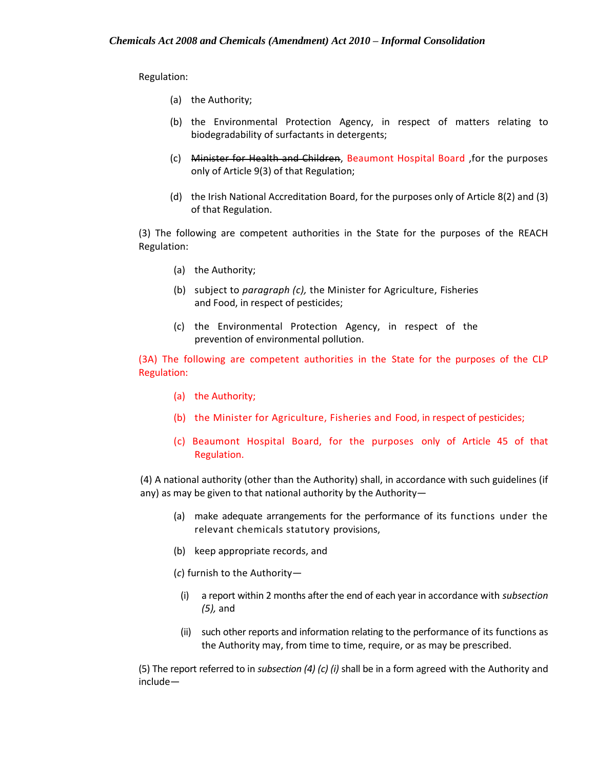Regulation:

(a) the Authority;

(b) the Environmental Protection Agency, in respect of matters relating to biodegradability of surfactants in detergents;

(c) ~~Minister for Health and Children~~, Beaumont Hospital Board ,for the purposes only of Article 9(3) of that Regulation;

(d) the Irish National Accreditation Board, for the purposes only of Article 8(2) and (3) of that Regulation.

(3) The following are competent authorities in the State for the purposes of the REACH Regulation:

(a) the Authority;

(b) subject to *paragraph (c),* the Minister for Agriculture, Fisheries and Food, in respect of pesticides;

(c) the Environmental Protection Agency, in respect of the prevention of environmental pollution.

(3A) The following are competent authorities in the State for the purposes of the CLP Regulation:

(a) the Authority;

(b) the Minister for Agriculture, Fisheries and Food, in respect of pesticides;

(c) Beaumont Hospital Board, for the purposes only of Article 45 of that Regulation.

(4) A national authority (other than the Authority) shall, in accordance with such guidelines (if any) as may be given to that national authority by the Authority—

(a) make adequate arrangements for the performance of its functions under the relevant chemicals statutory provisions,

(b) keep appropriate records, and

(*c*) furnish to the Authority—

(i) a report within 2 months after the end of each year in accordance with *subsection (5),* and

(ii) such other reports and information relating to the performance of its functions as the Authority may, from time to time, require, or as may be prescribed.

(5) The report referred to in *subsection (4) (c) (i)* shall be in a form agreed with the Authority and include—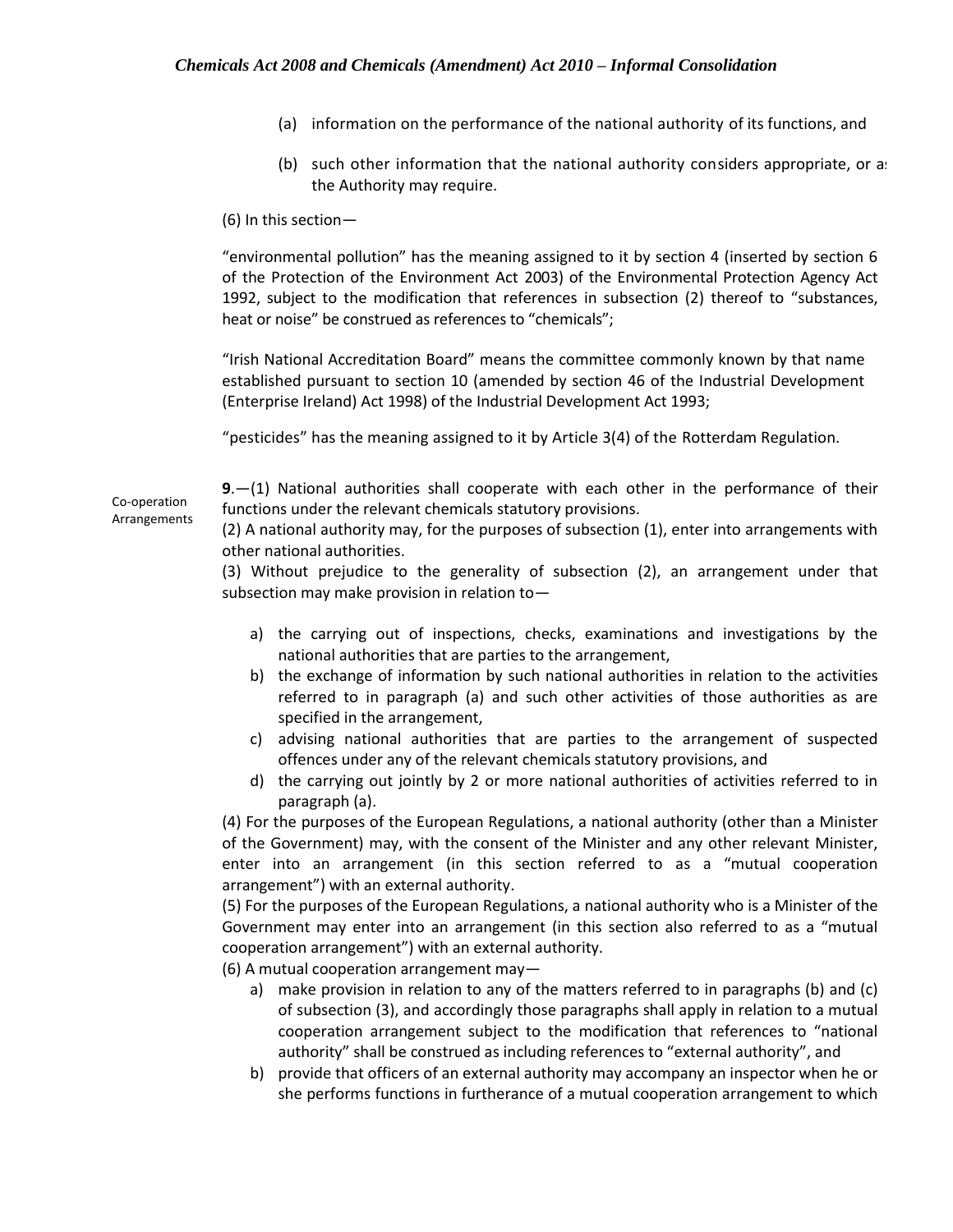(a) information on the performance of the national authority of its functions, and

(b) such other information that the national authority considers appropriate, or as the Authority may require.

(6) In this section—

"environmental pollution" has the meaning assigned to it by section 4 (inserted by section 6 of the Protection of the Environment Act 2003) of the Environmental Protection Agency Act 1992, subject to the modification that references in subsection (2) thereof to "substances, heat or noise" be construed as references to "chemicals";

"Irish National Accreditation Board" means the committee commonly known by that name established pursuant to section 10 (amended by section 46 of the Industrial Development (Enterprise Ireland) Act 1998) of the Industrial Development Act 1993;

"pesticides" has the meaning assigned to it by Article 3(4) of the Rotterdam Regulation.

Co-operation Arrangements

**9**.—(1) National authorities shall cooperate with each other in the performance of their functions under the relevant chemicals statutory provisions.

(2) A national authority may, for the purposes of subsection (1), enter into arrangements with other national authorities.

(3) Without prejudice to the generality of subsection (2), an arrangement under that subsection may make provision in relation to—

a) the carrying out of inspections, checks, examinations and investigations by the national authorities that are parties to the arrangement,

b) the exchange of information by such national authorities in relation to the activities referred to in paragraph (a) and such other activities of those authorities as are specified in the arrangement,

c) advising national authorities that are parties to the arrangement of suspected offences under any of the relevant chemicals statutory provisions, and

d) the carrying out jointly by 2 or more national authorities of activities referred to in paragraph (a).

(4) For the purposes of the European Regulations, a national authority (other than a Minister of the Government) may, with the consent of the Minister and any other relevant Minister, enter into an arrangement (in this section referred to as a "mutual cooperation arrangement") with an external authority.

(5) For the purposes of the European Regulations, a national authority who is a Minister of the Government may enter into an arrangement (in this section also referred to as a "mutual cooperation arrangement") with an external authority.

(6) A mutual cooperation arrangement may—

a) make provision in relation to any of the matters referred to in paragraphs (b) and (c) of subsection (3), and accordingly those paragraphs shall apply in relation to a mutual cooperation arrangement subject to the modification that references to "national authority" shall be construed as including references to "external authority", and

b) provide that officers of an external authority may accompany an inspector when he or she performs functions in furtherance of a mutual cooperation arrangement to which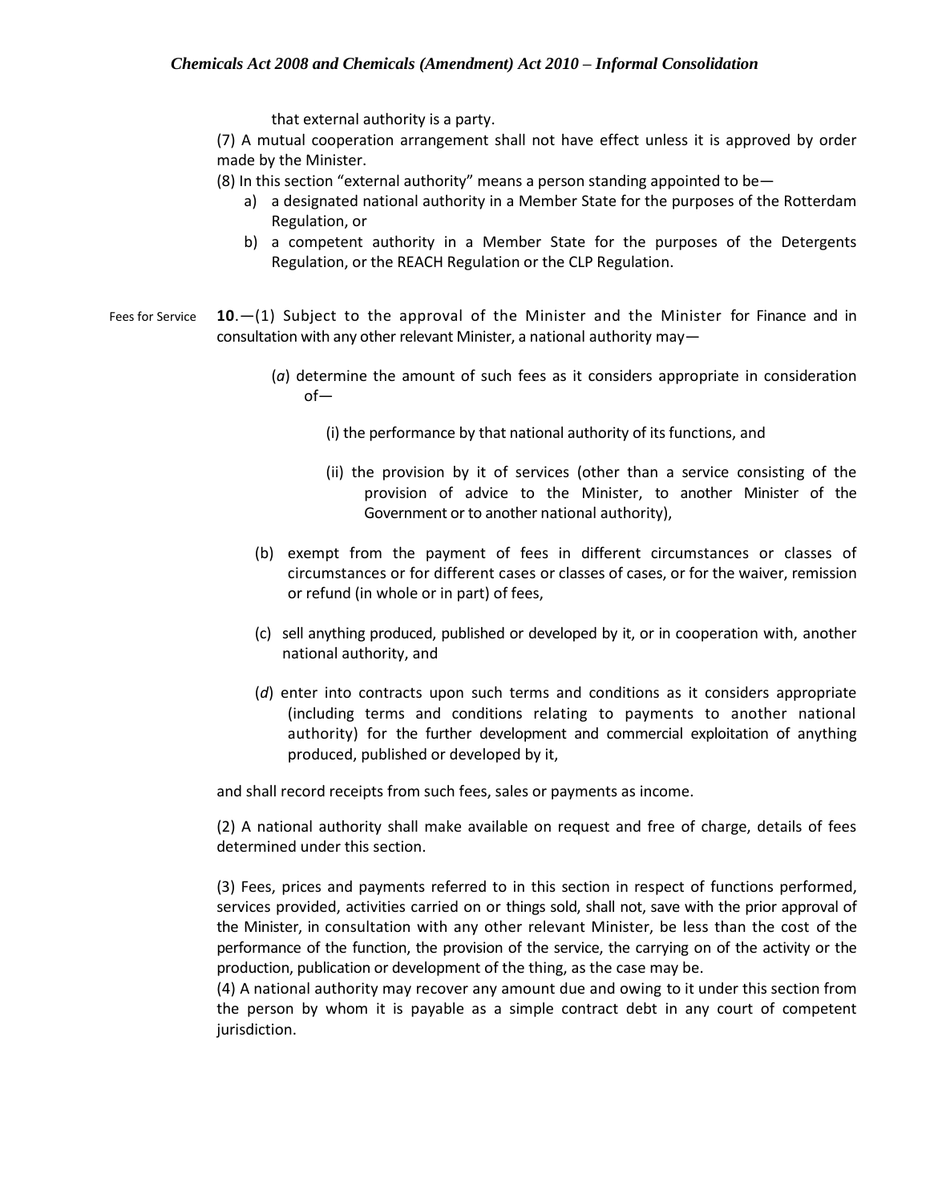that external authority is a party.

(7) A mutual cooperation arrangement shall not have effect unless it is approved by order made by the Minister.

(8) In this section "external authority" means a person standing appointed to be—

a) a designated national authority in a Member State for the purposes of the Rotterdam Regulation, or
b) a competent authority in a Member State for the purposes of the Detergents Regulation, or the REACH Regulation or the CLP Regulation.

Fees for Service

**10**.—(1) Subject to the approval of the Minister and the Minister for Finance and in consultation with any other relevant Minister, a national authority may—

(*a*) determine the amount of such fees as it considers appropriate in consideration of—

(i) the performance by that national authority of its functions, and

(ii) the provision by it of services (other than a service consisting of the provision of advice to the Minister, to another Minister of the Government or to another national authority),

(b) exempt from the payment of fees in different circumstances or classes of circumstances or for different cases or classes of cases, or for the waiver, remission or refund (in whole or in part) of fees,

(c) sell anything produced, published or developed by it, or in cooperation with, another national authority, and

(*d*) enter into contracts upon such terms and conditions as it considers appropriate (including terms and conditions relating to payments to another national authority) for the further development and commercial exploitation of anything produced, published or developed by it,

and shall record receipts from such fees, sales or payments as income.

(2) A national authority shall make available on request and free of charge, details of fees determined under this section.

(3) Fees, prices and payments referred to in this section in respect of functions performed, services provided, activities carried on or things sold, shall not, save with the prior approval of the Minister, in consultation with any other relevant Minister, be less than the cost of the performance of the function, the provision of the service, the carrying on of the activity or the production, publication or development of the thing, as the case may be.

(4) A national authority may recover any amount due and owing to it under this section from the person by whom it is payable as a simple contract debt in any court of competent jurisdiction.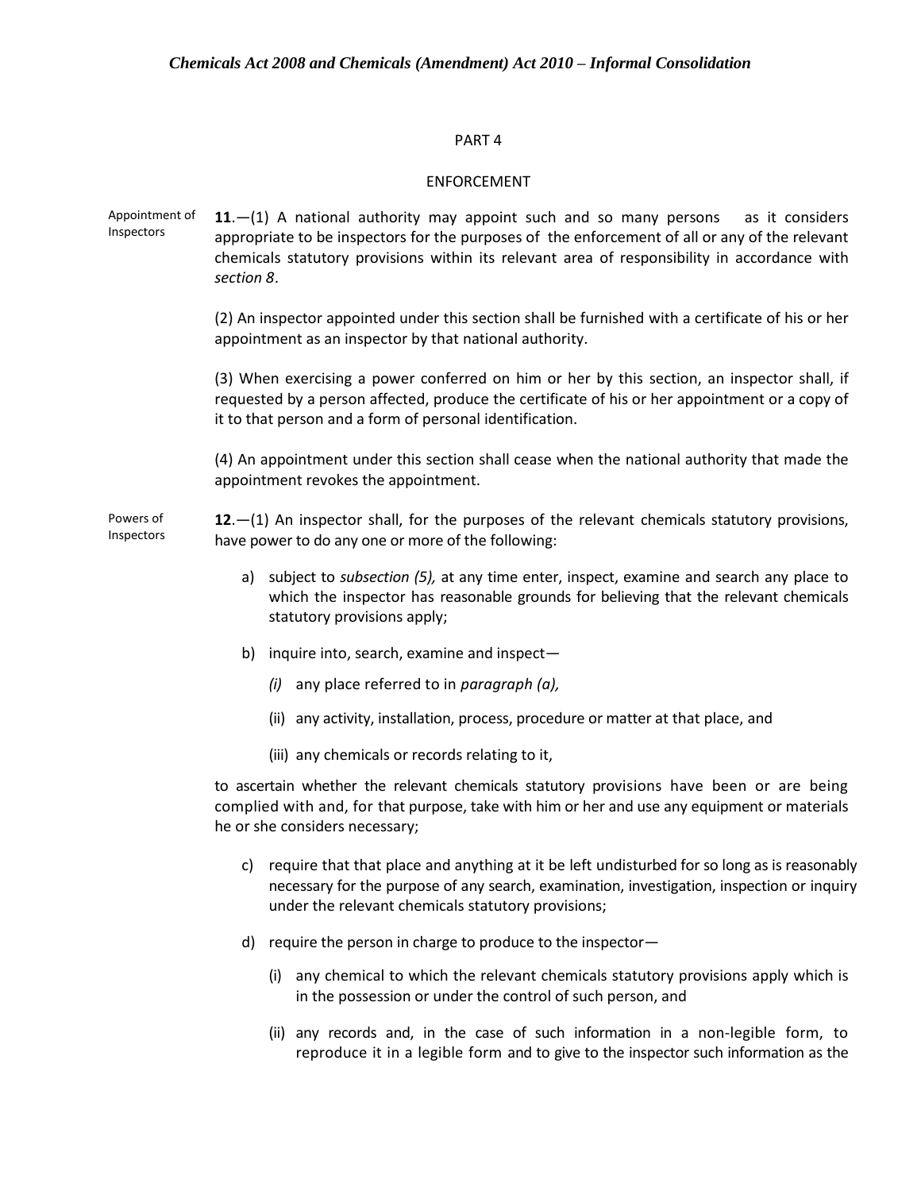PART 4

ENFORCEMENT

Appointment of Inspectors

**11**.—(1) A national authority may appoint such and so many persons as it considers appropriate to be inspectors for the purposes of the enforcement of all or any of the relevant chemicals statutory provisions within its relevant area of responsibility in accordance with *section 8*.

(2) An inspector appointed under this section shall be furnished with a certificate of his or her appointment as an inspector by that national authority.

(3) When exercising a power conferred on him or her by this section, an inspector shall, if requested by a person affected, produce the certificate of his or her appointment or a copy of it to that person and a form of personal identification.

(4) An appointment under this section shall cease when the national authority that made the appointment revokes the appointment.

Powers of Inspectors

**12**.—(1) An inspector shall, for the purposes of the relevant chemicals statutory provisions, have power to do any one or more of the following:

a) subject to *subsection (5),* at any time enter, inspect, examine and search any place to which the inspector has reasonable grounds for believing that the relevant chemicals statutory provisions apply;

b) inquire into, search, examine and inspect—

   *(i)* any place referred to in *paragraph (a),*

   (ii) any activity, installation, process, procedure or matter at that place, and

   (iii) any chemicals or records relating to it,

to ascertain whether the relevant chemicals statutory provisions have been or are being complied with and, for that purpose, take with him or her and use any equipment or materials he or she considers necessary;

c) require that that place and anything at it be left undisturbed for so long as is reasonably necessary for the purpose of any search, examination, investigation, inspection or inquiry under the relevant chemicals statutory provisions;

d) require the person in charge to produce to the inspector—

   (i) any chemical to which the relevant chemicals statutory provisions apply which is in the possession or under the control of such person, and

   (ii) any records and, in the case of such information in a non-legible form, to reproduce it in a legible form and to give to the inspector such information as the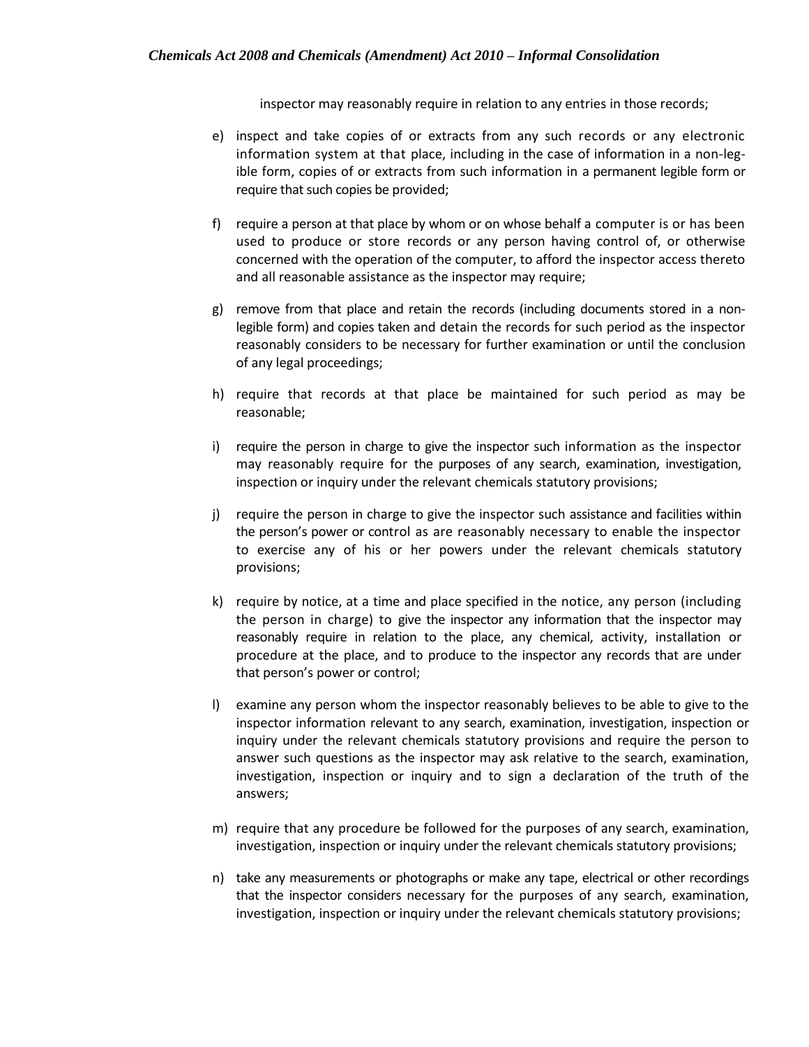inspector may reasonably require in relation to any entries in those records;

e) inspect and take copies of or extracts from any such records or any electronic information system at that place, including in the case of information in a non-legible form, copies of or extracts from such information in a permanent legible form or require that such copies be provided;

f) require a person at that place by whom or on whose behalf a computer is or has been used to produce or store records or any person having control of, or otherwise concerned with the operation of the computer, to afford the inspector access thereto and all reasonable assistance as the inspector may require;

g) remove from that place and retain the records (including documents stored in a non-legible form) and copies taken and detain the records for such period as the inspector reasonably considers to be necessary for further examination or until the conclusion of any legal proceedings;

h) require that records at that place be maintained for such period as may be reasonable;

i) require the person in charge to give the inspector such information as the inspector may reasonably require for the purposes of any search, examination, investigation, inspection or inquiry under the relevant chemicals statutory provisions;

j) require the person in charge to give the inspector such assistance and facilities within the person's power or control as are reasonably necessary to enable the inspector to exercise any of his or her powers under the relevant chemicals statutory provisions;

k) require by notice, at a time and place specified in the notice, any person (including the person in charge) to give the inspector any information that the inspector may reasonably require in relation to the place, any chemical, activity, installation or procedure at the place, and to produce to the inspector any records that are under that person's power or control;

l) examine any person whom the inspector reasonably believes to be able to give to the inspector information relevant to any search, examination, investigation, inspection or inquiry under the relevant chemicals statutory provisions and require the person to answer such questions as the inspector may ask relative to the search, examination, investigation, inspection or inquiry and to sign a declaration of the truth of the answers;

m) require that any procedure be followed for the purposes of any search, examination, investigation, inspection or inquiry under the relevant chemicals statutory provisions;

n) take any measurements or photographs or make any tape, electrical or other recordings that the inspector considers necessary for the purposes of any search, examination, investigation, inspection or inquiry under the relevant chemicals statutory provisions;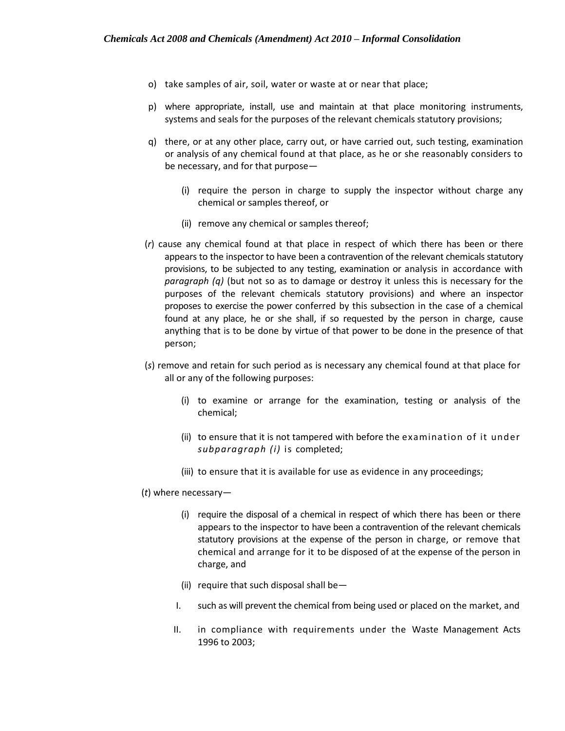o) take samples of air, soil, water or waste at or near that place;

p) where appropriate, install, use and maintain at that place monitoring instruments, systems and seals for the purposes of the relevant chemicals statutory provisions;

q) there, or at any other place, carry out, or have carried out, such testing, examination or analysis of any chemical found at that place, as he or she reasonably considers to be necessary, and for that purpose—

   (i) require the person in charge to supply the inspector without charge any chemical or samples thereof, or

   (ii) remove any chemical or samples thereof;

(*r*) cause any chemical found at that place in respect of which there has been or there appears to the inspector to have been a contravention of the relevant chemicals statutory provisions, to be subjected to any testing, examination or analysis in accordance with *paragraph (q)* (but not so as to damage or destroy it unless this is necessary for the purposes of the relevant chemicals statutory provisions) and where an inspector proposes to exercise the power conferred by this subsection in the case of a chemical found at any place, he or she shall, if so requested by the person in charge, cause anything that is to be done by virtue of that power to be done in the presence of that person;

(*s*) remove and retain for such period as is necessary any chemical found at that place for all or any of the following purposes:

   (i) to examine or arrange for the examination, testing or analysis of the chemical;

   (ii) to ensure that it is not tampered with before the examination of it under *subparagraph (i)* is completed;

   (iii) to ensure that it is available for use as evidence in any proceedings;

(*t*) where necessary—

   (i) require the disposal of a chemical in respect of which there has been or there appears to the inspector to have been a contravention of the relevant chemicals statutory provisions at the expense of the person in charge, or remove that chemical and arrange for it to be disposed of at the expense of the person in charge, and

   (ii) require that such disposal shall be—

   I. such as will prevent the chemical from being used or placed on the market, and

   II. in compliance with requirements under the Waste Management Acts 1996 to 2003;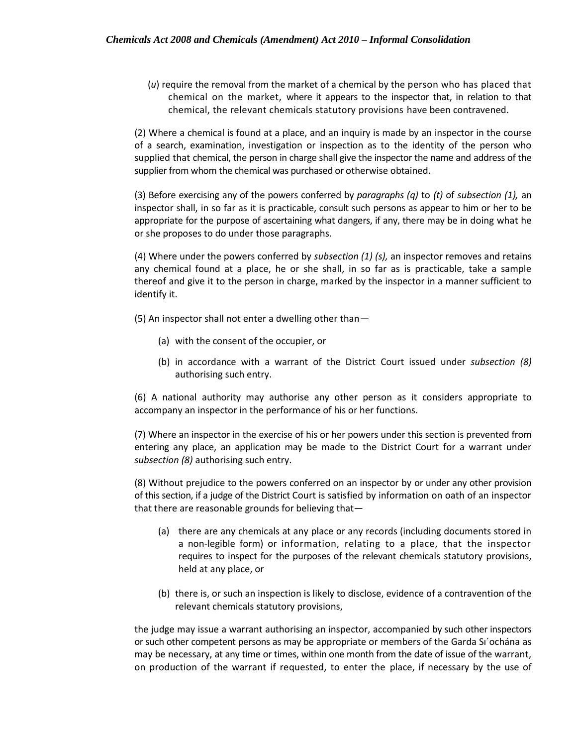(*u*) require the removal from the market of a chemical by the person who has placed that chemical on the market, where it appears to the inspector that, in relation to that chemical, the relevant chemicals statutory provisions have been contravened.

(2) Where a chemical is found at a place, and an inquiry is made by an inspector in the course of a search, examination, investigation or inspection as to the identity of the person who supplied that chemical, the person in charge shall give the inspector the name and address of the supplier from whom the chemical was purchased or otherwise obtained.

(3) Before exercising any of the powers conferred by *paragraphs (q)* to *(t)* of *subsection (1),* an inspector shall, in so far as it is practicable, consult such persons as appear to him or her to be appropriate for the purpose of ascertaining what dangers, if any, there may be in doing what he or she proposes to do under those paragraphs.

(4) Where under the powers conferred by *subsection (1) (s),* an inspector removes and retains any chemical found at a place, he or she shall, in so far as is practicable, take a sample thereof and give it to the person in charge, marked by the inspector in a manner sufficient to identify it.

(5) An inspector shall not enter a dwelling other than—

(a) with the consent of the occupier, or

(b) in accordance with a warrant of the District Court issued under *subsection (8)* authorising such entry.

(6) A national authority may authorise any other person as it considers appropriate to accompany an inspector in the performance of his or her functions.

(7) Where an inspector in the exercise of his or her powers under this section is prevented from entering any place, an application may be made to the District Court for a warrant under *subsection (8)* authorising such entry.

(8) Without prejudice to the powers conferred on an inspector by or under any other provision of this section, if a judge of the District Court is satisfied by information on oath of an inspector that there are reasonable grounds for believing that—

(a) there are any chemicals at any place or any records (including documents stored in a non-legible form) or information, relating to a place, that the inspector requires to inspect for the purposes of the relevant chemicals statutory provisions, held at any place, or

(b) there is, or such an inspection is likely to disclose, evidence of a contravention of the relevant chemicals statutory provisions,

the judge may issue a warrant authorising an inspector, accompanied by such other inspectors or such other competent persons as may be appropriate or members of the Garda Sı´ochána as may be necessary, at any time or times, within one month from the date of issue of the warrant, on production of the warrant if requested, to enter the place, if necessary by the use of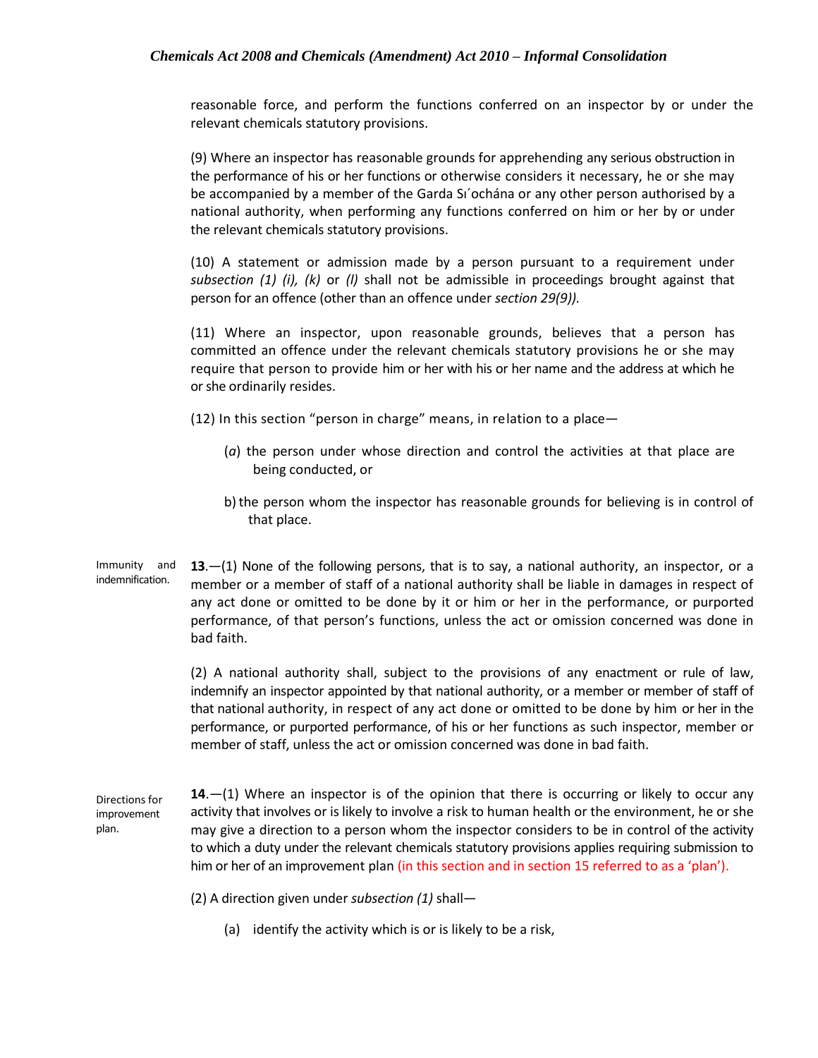reasonable force, and perform the functions conferred on an inspector by or under the relevant chemicals statutory provisions.

(9) Where an inspector has reasonable grounds for apprehending any serious obstruction in the performance of his or her functions or otherwise considers it necessary, he or she may be accompanied by a member of the Garda Sı´ochána or any other person authorised by a national authority, when performing any functions conferred on him or her by or under the relevant chemicals statutory provisions.

(10) A statement or admission made by a person pursuant to a requirement under *subsection (1) (i), (k)* or *(l)* shall not be admissible in proceedings brought against that person for an offence (other than an offence under *section 29(9)).*

(11) Where an inspector, upon reasonable grounds, believes that a person has committed an offence under the relevant chemicals statutory provisions he or she may require that person to provide him or her with his or her name and the address at which he or she ordinarily resides.

(12) In this section "person in charge" means, in relation to a place—

(*a*) the person under whose direction and control the activities at that place are being conducted, or

b) the person whom the inspector has reasonable grounds for believing is in control of that place.

Immunity and indemnification.

**13**.—(1) None of the following persons, that is to say, a national authority, an inspector, or a member or a member of staff of a national authority shall be liable in damages in respect of any act done or omitted to be done by it or him or her in the performance, or purported performance, of that person's functions, unless the act or omission concerned was done in bad faith.

(2) A national authority shall, subject to the provisions of any enactment or rule of law, indemnify an inspector appointed by that national authority, or a member or member of staff of that national authority, in respect of any act done or omitted to be done by him or her in the performance, or purported performance, of his or her functions as such inspector, member or member of staff, unless the act or omission concerned was done in bad faith.

Directions for improvement plan.

**14**.—(1) Where an inspector is of the opinion that there is occurring or likely to occur any activity that involves or is likely to involve a risk to human health or the environment, he or she may give a direction to a person whom the inspector considers to be in control of the activity to which a duty under the relevant chemicals statutory provisions applies requiring submission to him or her of an improvement plan (in this section and in section 15 referred to as a 'plan').

(2) A direction given under *subsection (1)* shall—

(a) identify the activity which is or is likely to be a risk,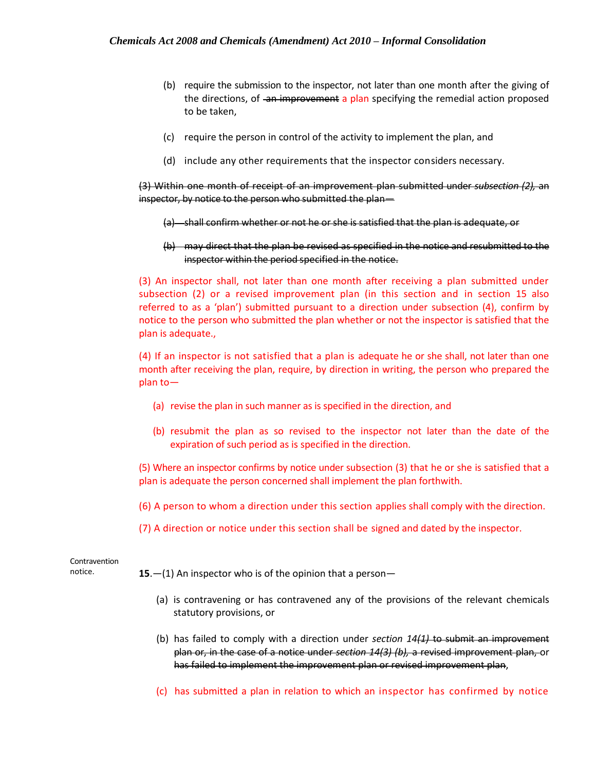(b) require the submission to the inspector, not later than one month after the giving of the directions, of ~~an improvement~~ a plan specifying the remedial action proposed to be taken,

(c) require the person in control of the activity to implement the plan, and

(d) include any other requirements that the inspector considers necessary.

~~(3) Within one month of receipt of an improvement plan submitted under *subsection (2),* an inspector, by notice to the person who submitted the plan—~~

~~(a) shall confirm whether or not he or she is satisfied that the plan is adequate, or~~

~~(b) may direct that the plan be revised as specified in the notice and resubmitted to the inspector within the period specified in the notice.~~

(3) An inspector shall, not later than one month after receiving a plan submitted under subsection (2) or a revised improvement plan (in this section and in section 15 also referred to as a 'plan') submitted pursuant to a direction under subsection (4), confirm by notice to the person who submitted the plan whether or not the inspector is satisfied that the plan is adequate.,

(4) If an inspector is not satisfied that a plan is adequate he or she shall, not later than one month after receiving the plan, require, by direction in writing, the person who prepared the plan to—

(a) revise the plan in such manner as is specified in the direction, and

(b) resubmit the plan as so revised to the inspector not later than the date of the expiration of such period as is specified in the direction.

(5) Where an inspector confirms by notice under subsection (3) that he or she is satisfied that a plan is adequate the person concerned shall implement the plan forthwith.

(6) A person to whom a direction under this section applies shall comply with the direction.

(7) A direction or notice under this section shall be signed and dated by the inspector.

Contravention notice.

**15**.—(1) An inspector who is of the opinion that a person—

(a) is contravening or has contravened any of the provisions of the relevant chemicals statutory provisions, or

(b) has failed to comply with a direction under *section 14(1)* ~~to submit an improvement plan or, in the case of a notice under *section 14(3) (b),* a revised improvement plan,~~ or ~~has failed to implement the improvement plan or revised improvement plan~~,

(c) has submitted a plan in relation to which an inspector has confirmed by notice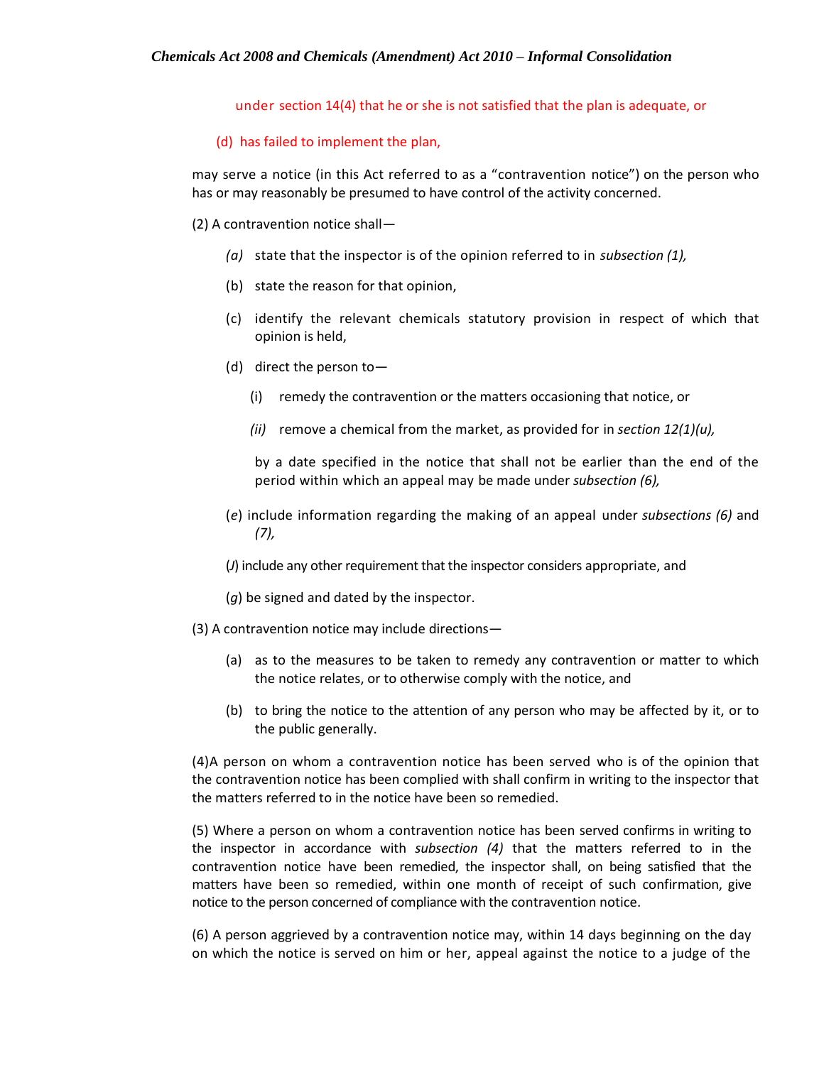under section 14(4) that he or she is not satisfied that the plan is adequate, or

(d) has failed to implement the plan,

may serve a notice (in this Act referred to as a "contravention notice") on the person who has or may reasonably be presumed to have control of the activity concerned.

(2) A contravention notice shall—

*(a)* state that the inspector is of the opinion referred to in *subsection (1),*

(b) state the reason for that opinion,

(c) identify the relevant chemicals statutory provision in respect of which that opinion is held,

(d) direct the person to—

(i) remedy the contravention or the matters occasioning that notice, or

*(ii)* remove a chemical from the market, as provided for in *section 12(1)(u),*

by a date specified in the notice that shall not be earlier than the end of the period within which an appeal may be made under *subsection (6),*

(*e*) include information regarding the making of an appeal under *subsections (6)* and *(7),*

(*J*) include any other requirement that the inspector considers appropriate, and

(*g*) be signed and dated by the inspector.

(3) A contravention notice may include directions—

(a) as to the measures to be taken to remedy any contravention or matter to which the notice relates, or to otherwise comply with the notice, and

(b) to bring the notice to the attention of any person who may be affected by it, or to the public generally.

(4)A person on whom a contravention notice has been served who is of the opinion that the contravention notice has been complied with shall confirm in writing to the inspector that the matters referred to in the notice have been so remedied.

(5) Where a person on whom a contravention notice has been served confirms in writing to the inspector in accordance with *subsection (4)* that the matters referred to in the contravention notice have been remedied, the inspector shall, on being satisfied that the matters have been so remedied, within one month of receipt of such confirmation, give notice to the person concerned of compliance with the contravention notice.

(6) A person aggrieved by a contravention notice may, within 14 days beginning on the day on which the notice is served on him or her, appeal against the notice to a judge of the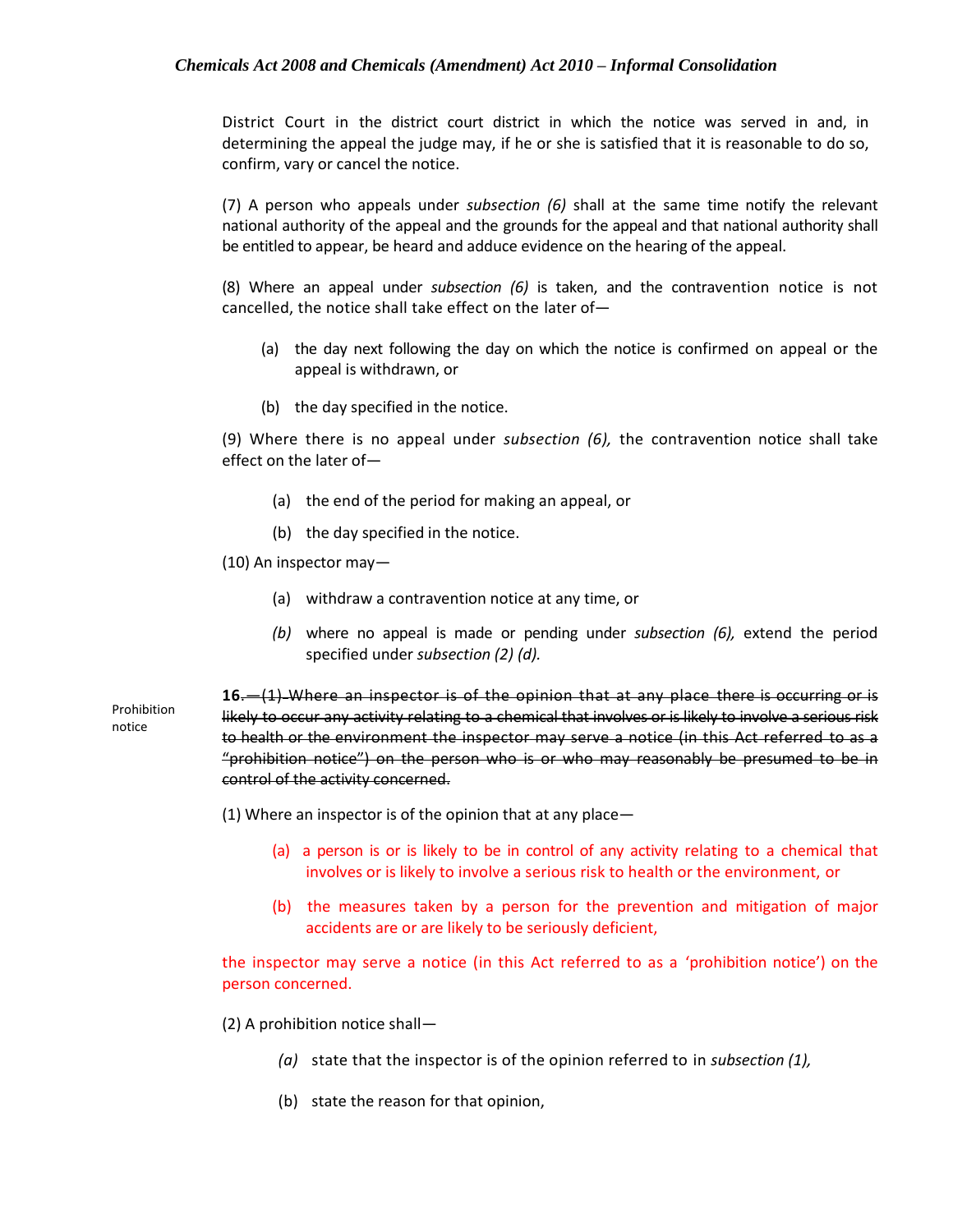District Court in the district court district in which the notice was served in and, in determining the appeal the judge may, if he or she is satisfied that it is reasonable to do so, confirm, vary or cancel the notice.

(7) A person who appeals under *subsection (6)* shall at the same time notify the relevant national authority of the appeal and the grounds for the appeal and that national authority shall be entitled to appear, be heard and adduce evidence on the hearing of the appeal.

(8) Where an appeal under *subsection (6)* is taken, and the contravention notice is not cancelled, the notice shall take effect on the later of—

(a) the day next following the day on which the notice is confirmed on appeal or the appeal is withdrawn, or

(b) the day specified in the notice.

(9) Where there is no appeal under *subsection (6),* the contravention notice shall take effect on the later of—

(a) the end of the period for making an appeal, or

(b) the day specified in the notice.

(10) An inspector may—

(a) withdraw a contravention notice at any time, or

*(b)* where no appeal is made or pending under *subsection (6),* extend the period specified under *subsection (2) (d).*

Prohibition notice

**16**.~~—(1) Where an inspector is of the opinion that at any place there is occurring or is likely to occur any activity relating to a chemical that involves or is likely to involve a serious risk to health or the environment the inspector may serve a notice (in this Act referred to as a "prohibition notice") on the person who is or who may reasonably be presumed to be in control of the activity concerned.~~

(1) Where an inspector is of the opinion that at any place—

(a) a person is or is likely to be in control of any activity relating to a chemical that involves or is likely to involve a serious risk to health or the environment, or

(b) the measures taken by a person for the prevention and mitigation of major accidents are or are likely to be seriously deficient,

the inspector may serve a notice (in this Act referred to as a 'prohibition notice') on the person concerned.

(2) A prohibition notice shall—

*(a)* state that the inspector is of the opinion referred to in *subsection (1),*

(b) state the reason for that opinion,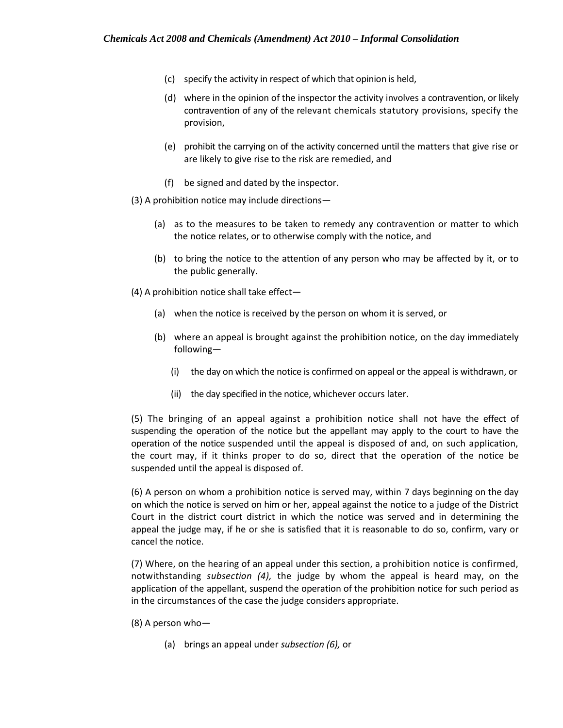(c) specify the activity in respect of which that opinion is held,

(d) where in the opinion of the inspector the activity involves a contravention, or likely contravention of any of the relevant chemicals statutory provisions, specify the provision,

(e) prohibit the carrying on of the activity concerned until the matters that give rise or are likely to give rise to the risk are remedied, and

(f) be signed and dated by the inspector.

(3) A prohibition notice may include directions—

(a) as to the measures to be taken to remedy any contravention or matter to which the notice relates, or to otherwise comply with the notice, and

(b) to bring the notice to the attention of any person who may be affected by it, or to the public generally.

(4) A prohibition notice shall take effect—

(a) when the notice is received by the person on whom it is served, or

(b) where an appeal is brought against the prohibition notice, on the day immediately following—

(i) the day on which the notice is confirmed on appeal or the appeal is withdrawn, or

(ii) the day specified in the notice, whichever occurs later.

(5) The bringing of an appeal against a prohibition notice shall not have the effect of suspending the operation of the notice but the appellant may apply to the court to have the operation of the notice suspended until the appeal is disposed of and, on such application, the court may, if it thinks proper to do so, direct that the operation of the notice be suspended until the appeal is disposed of.

(6) A person on whom a prohibition notice is served may, within 7 days beginning on the day on which the notice is served on him or her, appeal against the notice to a judge of the District Court in the district court district in which the notice was served and in determining the appeal the judge may, if he or she is satisfied that it is reasonable to do so, confirm, vary or cancel the notice.

(7) Where, on the hearing of an appeal under this section, a prohibition notice is confirmed, notwithstanding *subsection (4),* the judge by whom the appeal is heard may, on the application of the appellant, suspend the operation of the prohibition notice for such period as in the circumstances of the case the judge considers appropriate.

(8) A person who—

(a) brings an appeal under *subsection (6),* or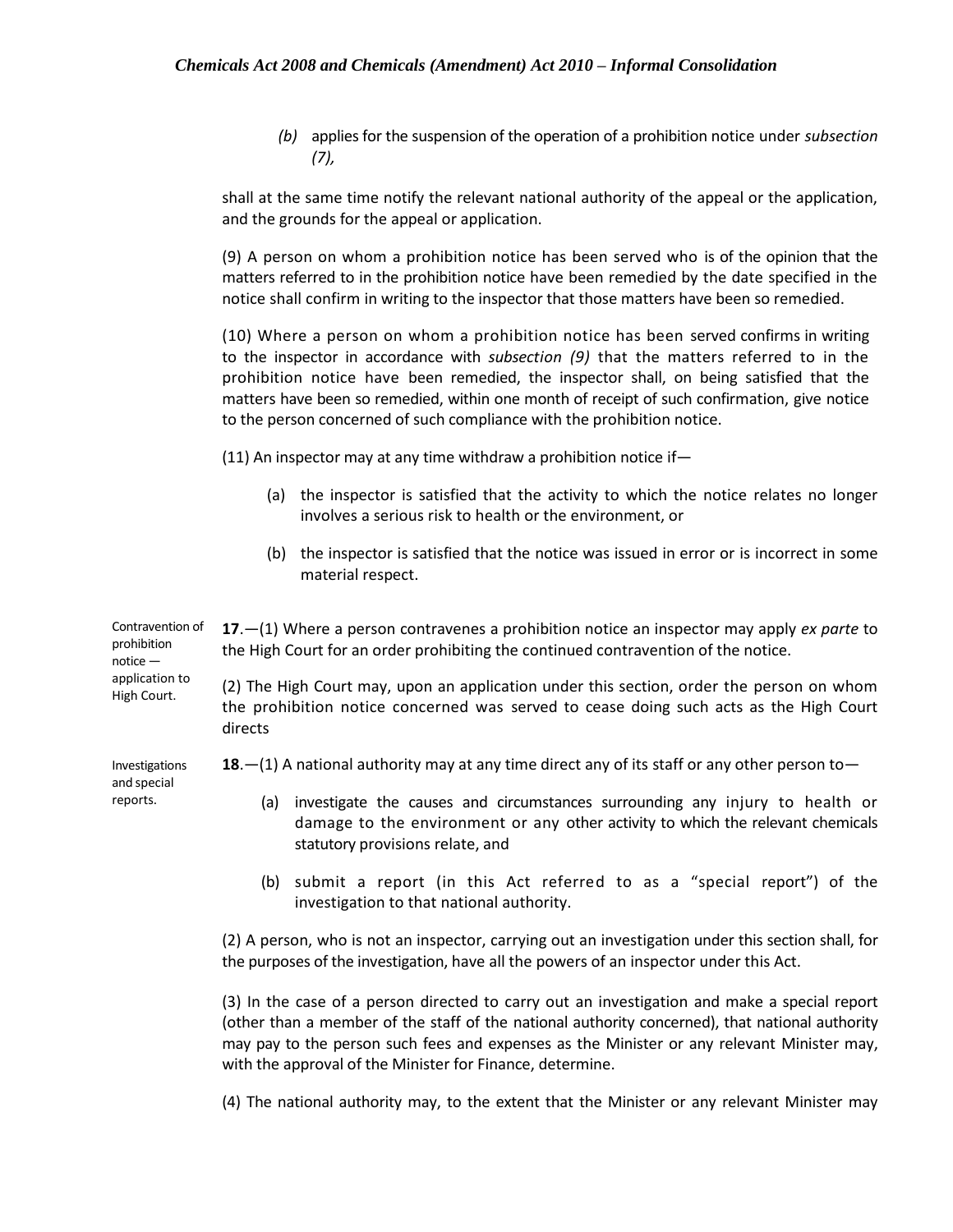*(b)* applies for the suspension of the operation of a prohibition notice under *subsection (7),*

shall at the same time notify the relevant national authority of the appeal or the application, and the grounds for the appeal or application.

(9) A person on whom a prohibition notice has been served who is of the opinion that the matters referred to in the prohibition notice have been remedied by the date specified in the notice shall confirm in writing to the inspector that those matters have been so remedied.

(10) Where a person on whom a prohibition notice has been served confirms in writing to the inspector in accordance with *subsection (9)* that the matters referred to in the prohibition notice have been remedied, the inspector shall, on being satisfied that the matters have been so remedied, within one month of receipt of such confirmation, give notice to the person concerned of such compliance with the prohibition notice.

(11) An inspector may at any time withdraw a prohibition notice if—

(a) the inspector is satisfied that the activity to which the notice relates no longer involves a serious risk to health or the environment, or

(b) the inspector is satisfied that the notice was issued in error or is incorrect in some material respect.

Contravention of prohibition notice — application to High Court.

**17**.—(1) Where a person contravenes a prohibition notice an inspector may apply *ex parte* to the High Court for an order prohibiting the continued contravention of the notice.

(2) The High Court may, upon an application under this section, order the person on whom the prohibition notice concerned was served to cease doing such acts as the High Court directs

Investigations and special reports.

**18**.—(1) A national authority may at any time direct any of its staff or any other person to—

(a) investigate the causes and circumstances surrounding any injury to health or damage to the environment or any other activity to which the relevant chemicals statutory provisions relate, and

(b) submit a report (in this Act referred to as a "special report") of the investigation to that national authority.

(2) A person, who is not an inspector, carrying out an investigation under this section shall, for the purposes of the investigation, have all the powers of an inspector under this Act.

(3) In the case of a person directed to carry out an investigation and make a special report (other than a member of the staff of the national authority concerned), that national authority may pay to the person such fees and expenses as the Minister or any relevant Minister may, with the approval of the Minister for Finance, determine.

(4) The national authority may, to the extent that the Minister or any relevant Minister may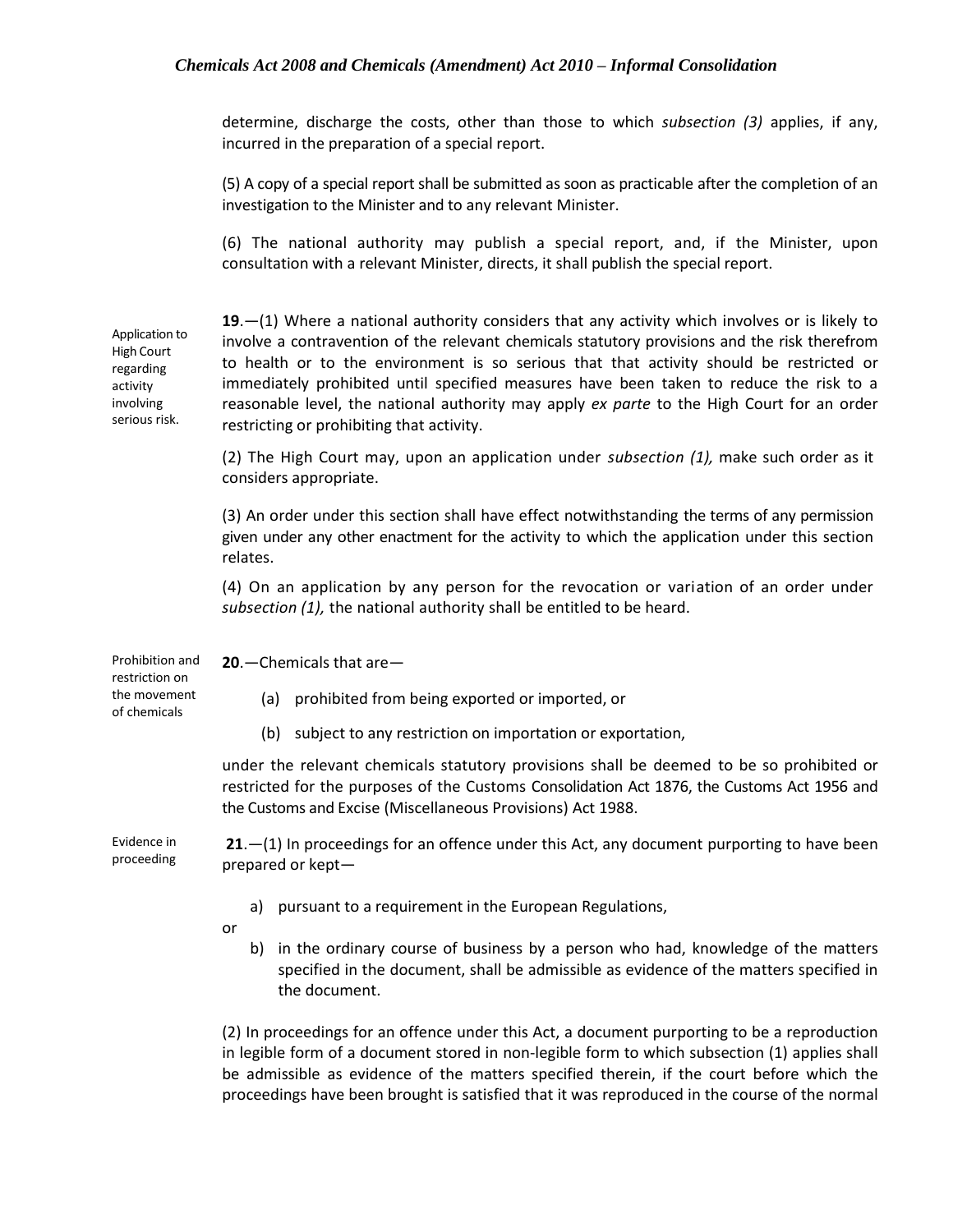determine, discharge the costs, other than those to which *subsection (3)* applies, if any, incurred in the preparation of a special report.

(5) A copy of a special report shall be submitted as soon as practicable after the completion of an investigation to the Minister and to any relevant Minister.

(6) The national authority may publish a special report, and, if the Minister, upon consultation with a relevant Minister, directs, it shall publish the special report.

Application to High Court regarding activity involving serious risk.

**19**.—(1) Where a national authority considers that any activity which involves or is likely to involve a contravention of the relevant chemicals statutory provisions and the risk therefrom to health or to the environment is so serious that that activity should be restricted or immediately prohibited until specified measures have been taken to reduce the risk to a reasonable level, the national authority may apply *ex parte* to the High Court for an order restricting or prohibiting that activity.

(2) The High Court may, upon an application under *subsection (1),* make such order as it considers appropriate.

(3) An order under this section shall have effect notwithstanding the terms of any permission given under any other enactment for the activity to which the application under this section relates.

(4) On an application by any person for the revocation or variation of an order under *subsection (1),* the national authority shall be entitled to be heard.

Prohibition and restriction on the movement of chemicals

**20**.—Chemicals that are—

(a) prohibited from being exported or imported, or

(b) subject to any restriction on importation or exportation,

under the relevant chemicals statutory provisions shall be deemed to be so prohibited or restricted for the purposes of the Customs Consolidation Act 1876, the Customs Act 1956 and the Customs and Excise (Miscellaneous Provisions) Act 1988.

Evidence in proceeding

**21**.—(1) In proceedings for an offence under this Act, any document purporting to have been prepared or kept—

a) pursuant to a requirement in the European Regulations,

or

b) in the ordinary course of business by a person who had, knowledge of the matters specified in the document, shall be admissible as evidence of the matters specified in the document.

(2) In proceedings for an offence under this Act, a document purporting to be a reproduction in legible form of a document stored in non-legible form to which subsection (1) applies shall be admissible as evidence of the matters specified therein, if the court before which the proceedings have been brought is satisfied that it was reproduced in the course of the normal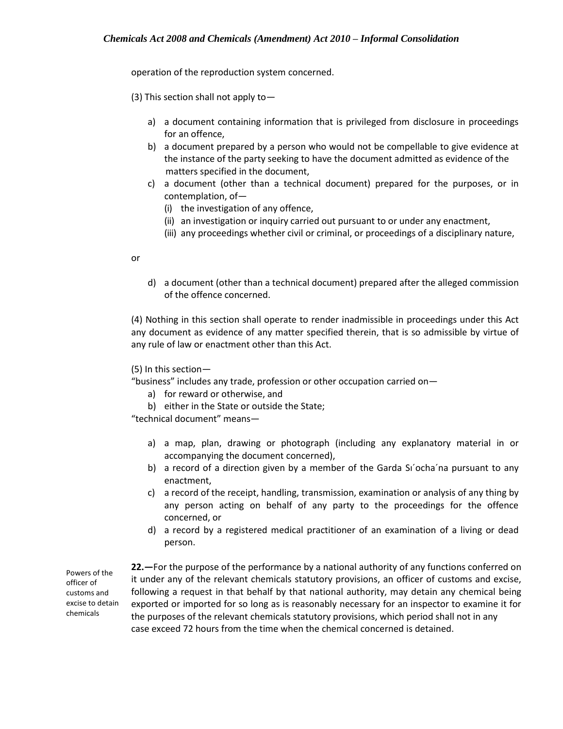operation of the reproduction system concerned.

(3) This section shall not apply to—

a) a document containing information that is privileged from disclosure in proceedings for an offence,
b) a document prepared by a person who would not be compellable to give evidence at the instance of the party seeking to have the document admitted as evidence of the matters specified in the document,
c) a document (other than a technical document) prepared for the purposes, or in contemplation, of—
    (i) the investigation of any offence,
    (ii) an investigation or inquiry carried out pursuant to or under any enactment,
    (iii) any proceedings whether civil or criminal, or proceedings of a disciplinary nature,

or

d) a document (other than a technical document) prepared after the alleged commission of the offence concerned.

(4) Nothing in this section shall operate to render inadmissible in proceedings under this Act any document as evidence of any matter specified therein, that is so admissible by virtue of any rule of law or enactment other than this Act.

(5) In this section—

"business" includes any trade, profession or other occupation carried on—

a) for reward or otherwise, and
b) either in the State or outside the State;

"technical document" means—

a) a map, plan, drawing or photograph (including any explanatory material in or accompanying the document concerned),
b) a record of a direction given by a member of the Garda Síochána pursuant to any enactment,
c) a record of the receipt, handling, transmission, examination or analysis of any thing by any person acting on behalf of any party to the proceedings for the offence concerned, or
d) a record by a registered medical practitioner of an examination of a living or dead person.

Powers of the officer of customs and excise to detain chemicals

**22.—**For the purpose of the performance by a national authority of any functions conferred on it under any of the relevant chemicals statutory provisions, an officer of customs and excise, following a request in that behalf by that national authority, may detain any chemical being exported or imported for so long as is reasonably necessary for an inspector to examine it for the purposes of the relevant chemicals statutory provisions, which period shall not in any case exceed 72 hours from the time when the chemical concerned is detained.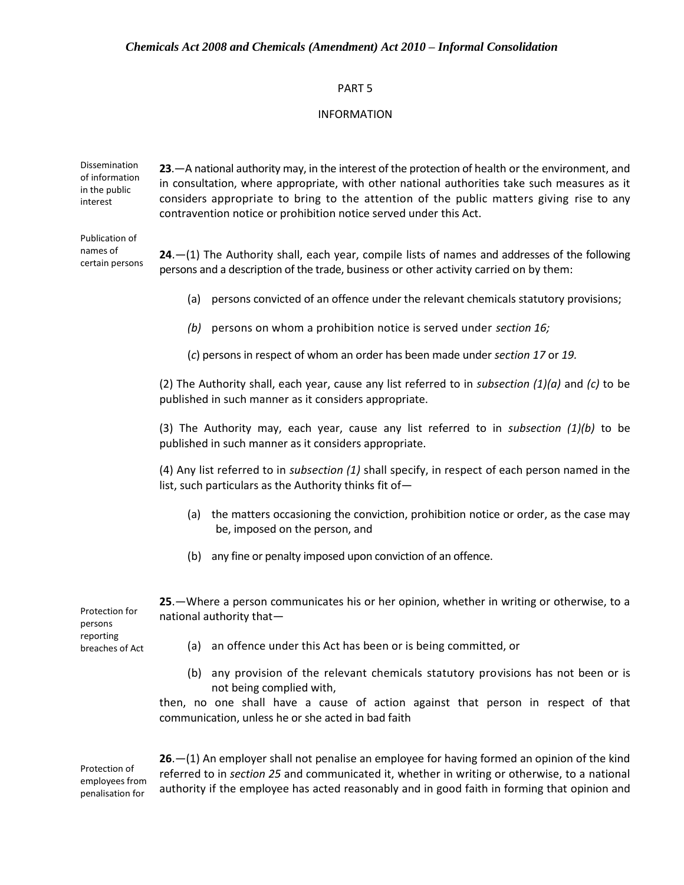## PART 5

## INFORMATION

Dissemination of information in the public interest

**23**.—A national authority may, in the interest of the protection of health or the environment, and in consultation, where appropriate, with other national authorities take such measures as it considers appropriate to bring to the attention of the public matters giving rise to any contravention notice or prohibition notice served under this Act.

Publication of names of certain persons

**24**.—(1) The Authority shall, each year, compile lists of names and addresses of the following persons and a description of the trade, business or other activity carried on by them:

(a) persons convicted of an offence under the relevant chemicals statutory provisions;

*(b)* persons on whom a prohibition notice is served under *section 16;*

(*c*) persons in respect of whom an order has been made under *section 17* or *19.*

(2) The Authority shall, each year, cause any list referred to in *subsection (1)(a)* and *(c)* to be published in such manner as it considers appropriate.

(3) The Authority may, each year, cause any list referred to in *subsection (1)(b)* to be published in such manner as it considers appropriate.

(4) Any list referred to in *subsection (1)* shall specify, in respect of each person named in the list, such particulars as the Authority thinks fit of—

(a) the matters occasioning the conviction, prohibition notice or order, as the case may be, imposed on the person, and

(b) any fine or penalty imposed upon conviction of an offence.

Protection for persons reporting breaches of Act

**25**.—Where a person communicates his or her opinion, whether in writing or otherwise, to a national authority that—

(a) an offence under this Act has been or is being committed, or

(b) any provision of the relevant chemicals statutory provisions has not been or is not being complied with,

then, no one shall have a cause of action against that person in respect of that communication, unless he or she acted in bad faith

Protection of employees from penalisation for

**26**.—(1) An employer shall not penalise an employee for having formed an opinion of the kind referred to in *section 25* and communicated it, whether in writing or otherwise, to a national authority if the employee has acted reasonably and in good faith in forming that opinion and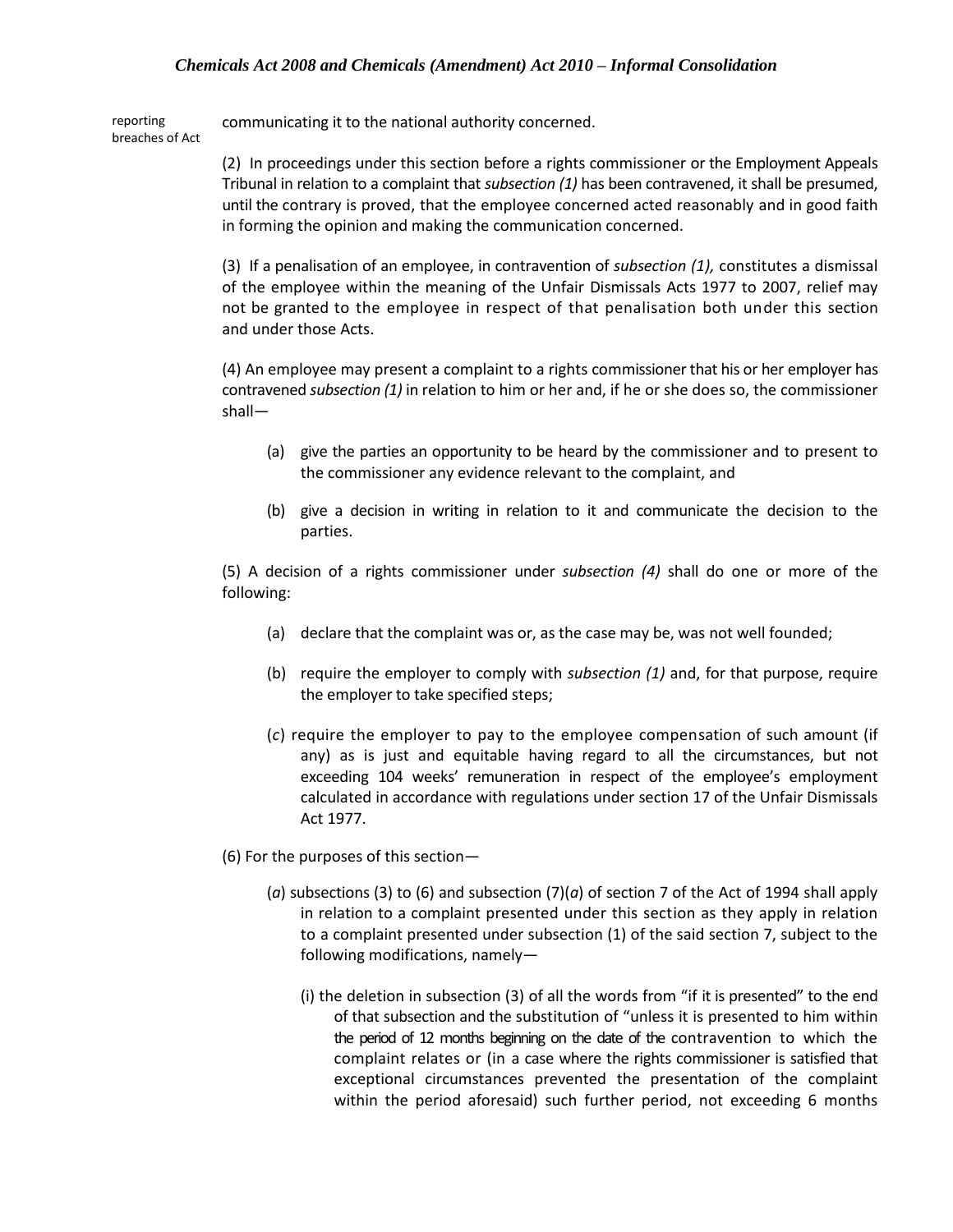reporting breaches of Act

communicating it to the national authority concerned.

(2) In proceedings under this section before a rights commissioner or the Employment Appeals Tribunal in relation to a complaint that *subsection (1)* has been contravened, it shall be presumed, until the contrary is proved, that the employee concerned acted reasonably and in good faith in forming the opinion and making the communication concerned.

(3) If a penalisation of an employee, in contravention of *subsection (1),* constitutes a dismissal of the employee within the meaning of the Unfair Dismissals Acts 1977 to 2007, relief may not be granted to the employee in respect of that penalisation both under this section and under those Acts.

(4) An employee may present a complaint to a rights commissioner that his or her employer has contravened *subsection (1)* in relation to him or her and, if he or she does so, the commissioner shall—

(a) give the parties an opportunity to be heard by the commissioner and to present to the commissioner any evidence relevant to the complaint, and

(b) give a decision in writing in relation to it and communicate the decision to the parties.

(5) A decision of a rights commissioner under *subsection (4)* shall do one or more of the following:

(a) declare that the complaint was or, as the case may be, was not well founded;

(b) require the employer to comply with *subsection (1)* and, for that purpose, require the employer to take specified steps;

(*c*) require the employer to pay to the employee compensation of such amount (if any) as is just and equitable having regard to all the circumstances, but not exceeding 104 weeks' remuneration in respect of the employee's employment calculated in accordance with regulations under section 17 of the Unfair Dismissals Act 1977.

(6) For the purposes of this section—

(*a*) subsections (3) to (6) and subsection (7)(*a*) of section 7 of the Act of 1994 shall apply in relation to a complaint presented under this section as they apply in relation to a complaint presented under subsection (1) of the said section 7, subject to the following modifications, namely—

(i) the deletion in subsection (3) of all the words from "if it is presented" to the end of that subsection and the substitution of "unless it is presented to him within the period of 12 months beginning on the date of the contravention to which the complaint relates or (in a case where the rights commissioner is satisfied that exceptional circumstances prevented the presentation of the complaint within the period aforesaid) such further period, not exceeding 6 months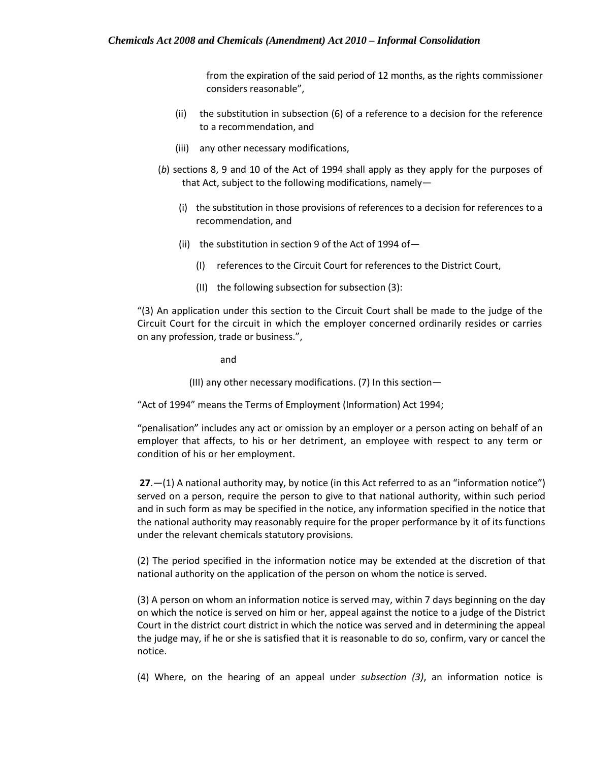from the expiration of the said period of 12 months, as the rights commissioner considers reasonable",

(ii) the substitution in subsection (6) of a reference to a decision for the reference to a recommendation, and

(iii) any other necessary modifications,

(*b*) sections 8, 9 and 10 of the Act of 1994 shall apply as they apply for the purposes of that Act, subject to the following modifications, namely—

(i) the substitution in those provisions of references to a decision for references to a recommendation, and

(ii) the substitution in section 9 of the Act of 1994 of—

(I) references to the Circuit Court for references to the District Court,

(II) the following subsection for subsection (3):

"(3) An application under this section to the Circuit Court shall be made to the judge of the Circuit Court for the circuit in which the employer concerned ordinarily resides or carries on any profession, trade or business.",

and

(III) any other necessary modifications. (7) In this section—

"Act of 1994" means the Terms of Employment (Information) Act 1994;

"penalisation" includes any act or omission by an employer or a person acting on behalf of an employer that affects, to his or her detriment, an employee with respect to any term or condition of his or her employment.

**27**.—(1) A national authority may, by notice (in this Act referred to as an "information notice") served on a person, require the person to give to that national authority, within such period and in such form as may be specified in the notice, any information specified in the notice that the national authority may reasonably require for the proper performance by it of its functions under the relevant chemicals statutory provisions.

(2) The period specified in the information notice may be extended at the discretion of that national authority on the application of the person on whom the notice is served.

(3) A person on whom an information notice is served may, within 7 days beginning on the day on which the notice is served on him or her, appeal against the notice to a judge of the District Court in the district court district in which the notice was served and in determining the appeal the judge may, if he or she is satisfied that it is reasonable to do so, confirm, vary or cancel the notice.

(4) Where, on the hearing of an appeal under *subsection (3)*, an information notice is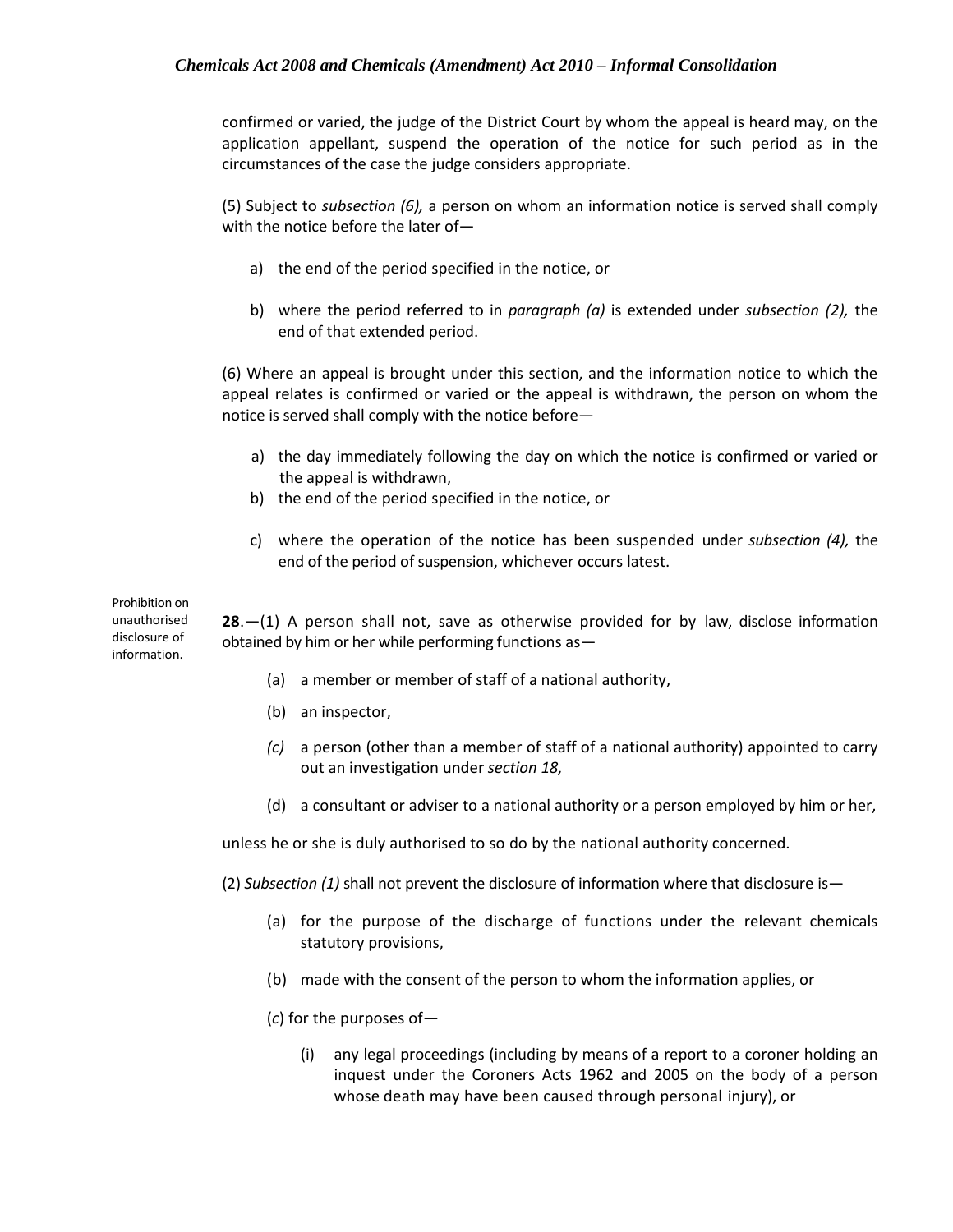confirmed or varied, the judge of the District Court by whom the appeal is heard may, on the application appellant, suspend the operation of the notice for such period as in the circumstances of the case the judge considers appropriate.

(5) Subject to *subsection (6),* a person on whom an information notice is served shall comply with the notice before the later of—

a) the end of the period specified in the notice, or

b) where the period referred to in *paragraph (a)* is extended under *subsection (2),* the end of that extended period.

(6) Where an appeal is brought under this section, and the information notice to which the appeal relates is confirmed or varied or the appeal is withdrawn, the person on whom the notice is served shall comply with the notice before—

a) the day immediately following the day on which the notice is confirmed or varied or the appeal is withdrawn,
b) the end of the period specified in the notice, or

c) where the operation of the notice has been suspended under *subsection (4),* the end of the period of suspension, whichever occurs latest.

Prohibition on unauthorised disclosure of information.

**28**.—(1) A person shall not, save as otherwise provided for by law, disclose information obtained by him or her while performing functions as—

(a) a member or member of staff of a national authority,

(b) an inspector,

*(c)* a person (other than a member of staff of a national authority) appointed to carry out an investigation under *section 18,*

(d) a consultant or adviser to a national authority or a person employed by him or her,

unless he or she is duly authorised to so do by the national authority concerned.

(2) *Subsection (1)* shall not prevent the disclosure of information where that disclosure is—

(a) for the purpose of the discharge of functions under the relevant chemicals statutory provisions,

(b) made with the consent of the person to whom the information applies, or

(*c*) for the purposes of—

(i) any legal proceedings (including by means of a report to a coroner holding an inquest under the Coroners Acts 1962 and 2005 on the body of a person whose death may have been caused through personal injury), or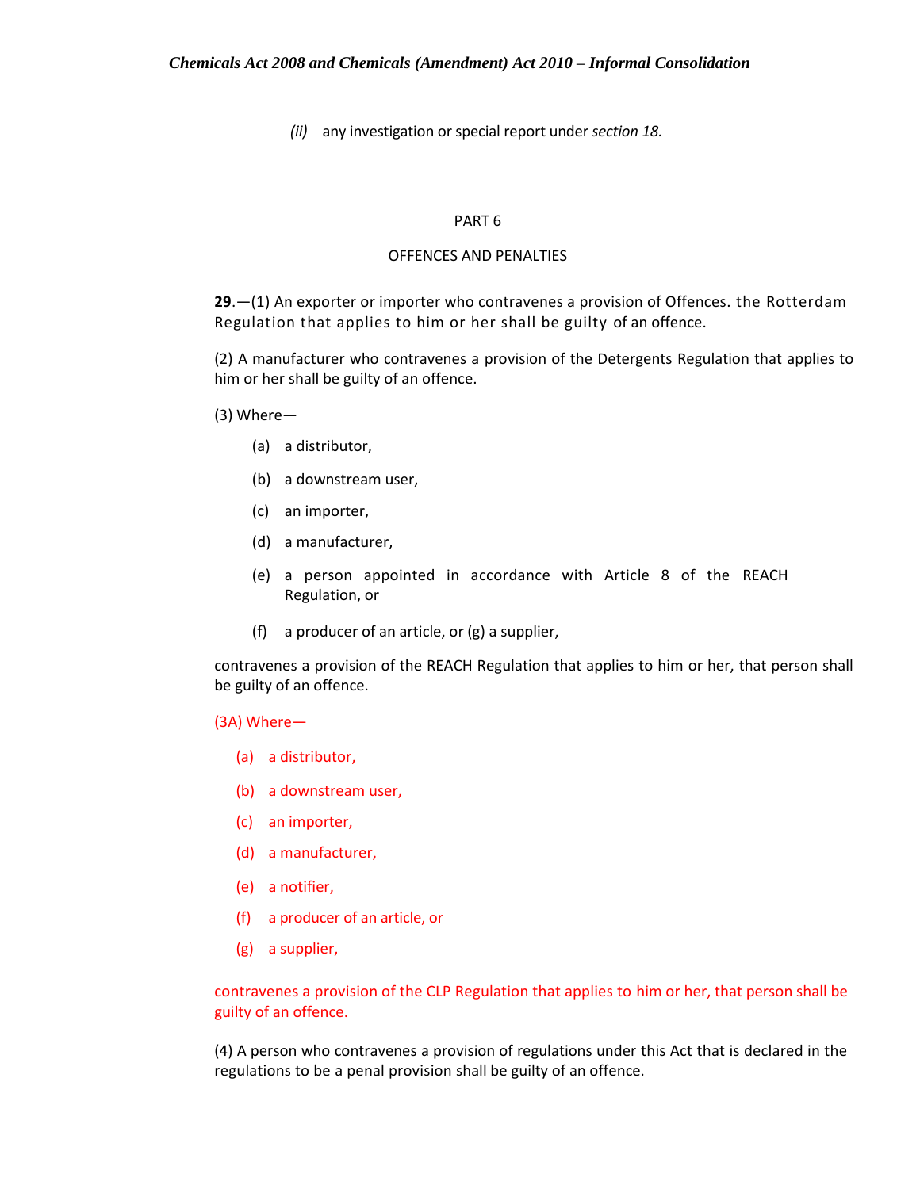(ii) any investigation or special report under *section 18.*

PART 6

OFFENCES AND PENALTIES

**29**.—(1) An exporter or importer who contravenes a provision of Offences. the Rotterdam Regulation that applies to him or her shall be guilty of an offence.

(2) A manufacturer who contravenes a provision of the Detergents Regulation that applies to him or her shall be guilty of an offence.

(3) Where—

(a) a distributor,

(b) a downstream user,

(c) an importer,

(d) a manufacturer,

(e) a person appointed in accordance with Article 8 of the REACH Regulation, or

(f) a producer of an article, or (g) a supplier,

contravenes a provision of the REACH Regulation that applies to him or her, that person shall be guilty of an offence.

(3A) Where—

(a) a distributor,

(b) a downstream user,

(c) an importer,

(d) a manufacturer,

(e) a notifier,

(f) a producer of an article, or

(g) a supplier,

contravenes a provision of the CLP Regulation that applies to him or her, that person shall be guilty of an offence.

(4) A person who contravenes a provision of regulations under this Act that is declared in the regulations to be a penal provision shall be guilty of an offence.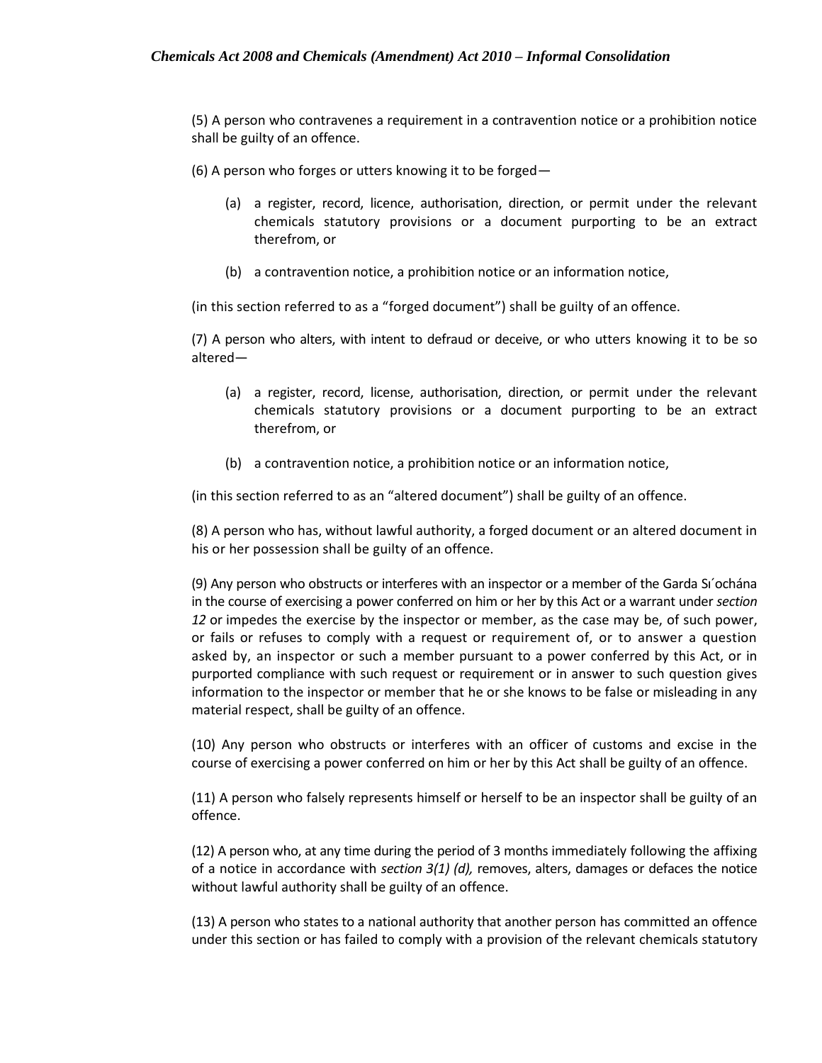(5) A person who contravenes a requirement in a contravention notice or a prohibition notice shall be guilty of an offence.

(6) A person who forges or utters knowing it to be forged—

(a) a register, record, licence, authorisation, direction, or permit under the relevant chemicals statutory provisions or a document purporting to be an extract therefrom, or

(b) a contravention notice, a prohibition notice or an information notice,

(in this section referred to as a “forged document”) shall be guilty of an offence.

(7) A person who alters, with intent to defraud or deceive, or who utters knowing it to be so altered—

(a) a register, record, license, authorisation, direction, or permit under the relevant chemicals statutory provisions or a document purporting to be an extract therefrom, or

(b) a contravention notice, a prohibition notice or an information notice,

(in this section referred to as an “altered document”) shall be guilty of an offence.

(8) A person who has, without lawful authority, a forged document or an altered document in his or her possession shall be guilty of an offence.

(9) Any person who obstructs or interferes with an inspector or a member of the Garda Síochána in the course of exercising a power conferred on him or her by this Act or a warrant under *section 12* or impedes the exercise by the inspector or member, as the case may be, of such power, or fails or refuses to comply with a request or requirement of, or to answer a question asked by, an inspector or such a member pursuant to a power conferred by this Act, or in purported compliance with such request or requirement or in answer to such question gives information to the inspector or member that he or she knows to be false or misleading in any material respect, shall be guilty of an offence.

(10) Any person who obstructs or interferes with an officer of customs and excise in the course of exercising a power conferred on him or her by this Act shall be guilty of an offence.

(11) A person who falsely represents himself or herself to be an inspector shall be guilty of an offence.

(12) A person who, at any time during the period of 3 months immediately following the affixing of a notice in accordance with *section 3(1) (d),* removes, alters, damages or defaces the notice without lawful authority shall be guilty of an offence.

(13) A person who states to a national authority that another person has committed an offence under this section or has failed to comply with a provision of the relevant chemicals statutory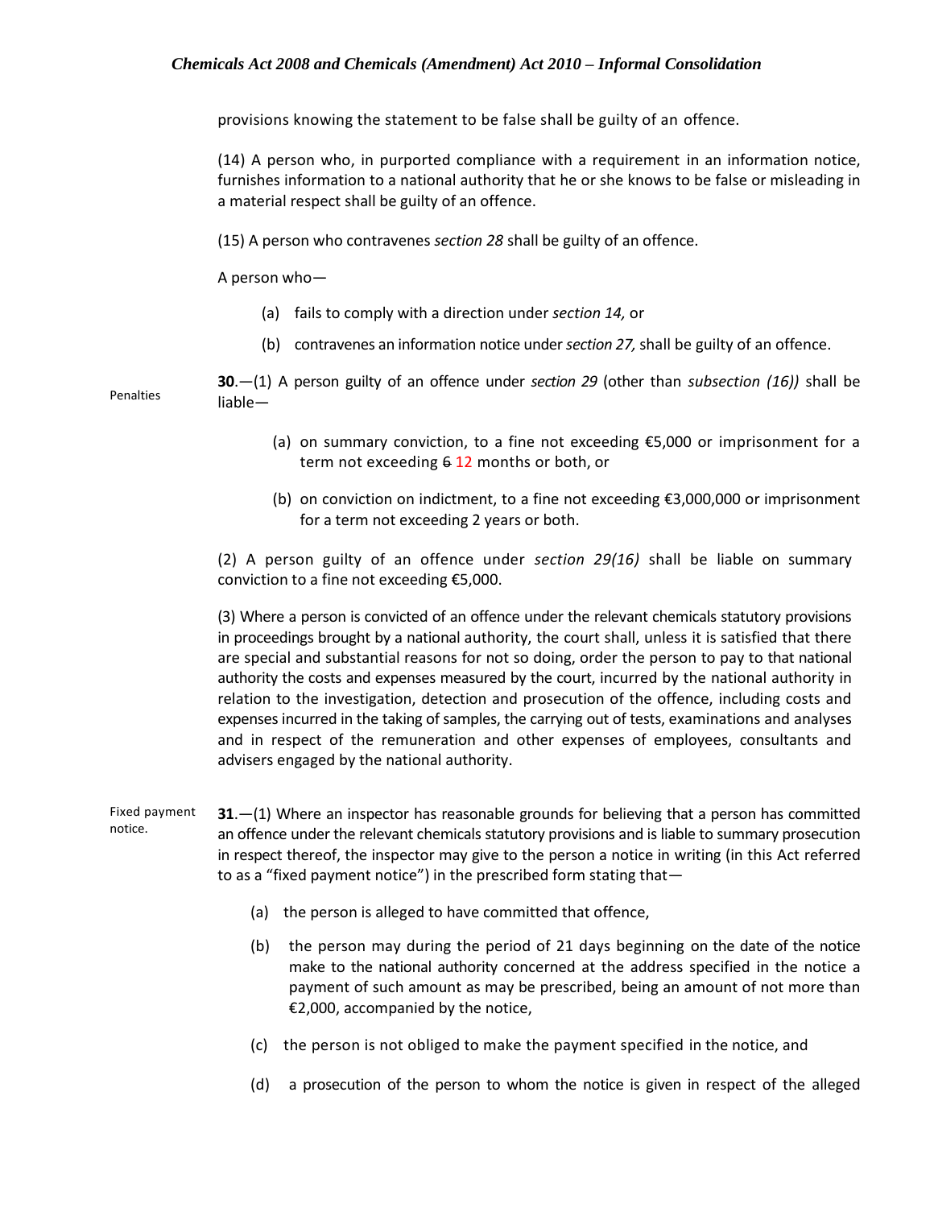provisions knowing the statement to be false shall be guilty of an offence.

(14) A person who, in purported compliance with a requirement in an information notice, furnishes information to a national authority that he or she knows to be false or misleading in a material respect shall be guilty of an offence.

(15) A person who contravenes *section 28* shall be guilty of an offence.

A person who—

(a) fails to comply with a direction under *section 14,* or

(b) contravenes an information notice under *section 27,* shall be guilty of an offence.

Penalties

**30**.—(1) A person guilty of an offence under *section 29* (other than *subsection (16))* shall be liable—

(a) on summary conviction, to a fine not exceeding €5,000 or imprisonment for a term not exceeding ~~6~~ 12 months or both, or

(b) on conviction on indictment, to a fine not exceeding €3,000,000 or imprisonment for a term not exceeding 2 years or both.

(2) A person guilty of an offence under *section 29(16)* shall be liable on summary conviction to a fine not exceeding €5,000.

(3) Where a person is convicted of an offence under the relevant chemicals statutory provisions in proceedings brought by a national authority, the court shall, unless it is satisfied that there are special and substantial reasons for not so doing, order the person to pay to that national authority the costs and expenses measured by the court, incurred by the national authority in relation to the investigation, detection and prosecution of the offence, including costs and expenses incurred in the taking of samples, the carrying out of tests, examinations and analyses and in respect of the remuneration and other expenses of employees, consultants and advisers engaged by the national authority.

Fixed payment notice.

**31**.—(1) Where an inspector has reasonable grounds for believing that a person has committed an offence under the relevant chemicals statutory provisions and is liable to summary prosecution in respect thereof, the inspector may give to the person a notice in writing (in this Act referred to as a "fixed payment notice") in the prescribed form stating that—

(a) the person is alleged to have committed that offence,

(b) the person may during the period of 21 days beginning on the date of the notice make to the national authority concerned at the address specified in the notice a payment of such amount as may be prescribed, being an amount of not more than €2,000, accompanied by the notice,

(c) the person is not obliged to make the payment specified in the notice, and

(d) a prosecution of the person to whom the notice is given in respect of the alleged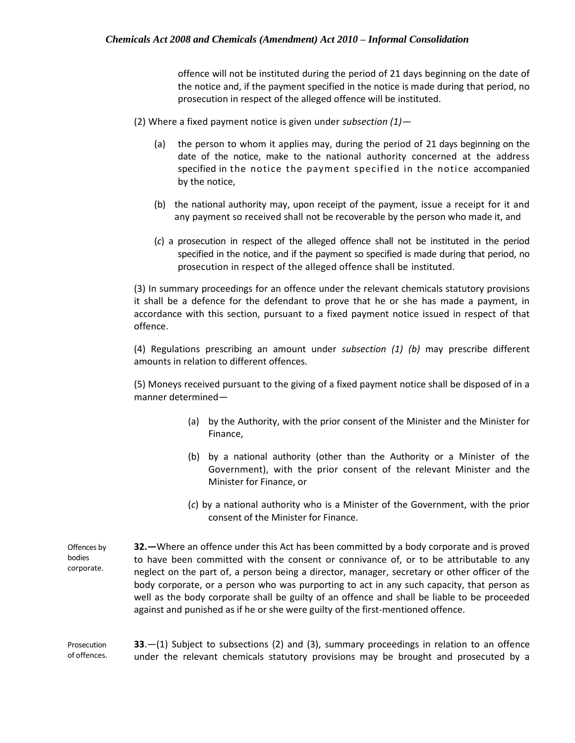offence will not be instituted during the period of 21 days beginning on the date of the notice and, if the payment specified in the notice is made during that period, no prosecution in respect of the alleged offence will be instituted.

(2) Where a fixed payment notice is given under *subsection (1)*—

(a) the person to whom it applies may, during the period of 21 days beginning on the date of the notice, make to the national authority concerned at the address specified in the notice the payment specified in the notice accompanied by the notice,

(b) the national authority may, upon receipt of the payment, issue a receipt for it and any payment so received shall not be recoverable by the person who made it, and

(*c*) a prosecution in respect of the alleged offence shall not be instituted in the period specified in the notice, and if the payment so specified is made during that period, no prosecution in respect of the alleged offence shall be instituted.

(3) In summary proceedings for an offence under the relevant chemicals statutory provisions it shall be a defence for the defendant to prove that he or she has made a payment, in accordance with this section, pursuant to a fixed payment notice issued in respect of that offence.

(4) Regulations prescribing an amount under *subsection (1) (b)* may prescribe different amounts in relation to different offences.

(5) Moneys received pursuant to the giving of a fixed payment notice shall be disposed of in a manner determined—

(a) by the Authority, with the prior consent of the Minister and the Minister for Finance,

(b) by a national authority (other than the Authority or a Minister of the Government), with the prior consent of the relevant Minister and the Minister for Finance, or

(*c*) by a national authority who is a Minister of the Government, with the prior consent of the Minister for Finance.

Offences by bodies corporate.

**32.—**Where an offence under this Act has been committed by a body corporate and is proved to have been committed with the consent or connivance of, or to be attributable to any neglect on the part of, a person being a director, manager, secretary or other officer of the body corporate, or a person who was purporting to act in any such capacity, that person as well as the body corporate shall be guilty of an offence and shall be liable to be proceeded against and punished as if he or she were guilty of the first-mentioned offence.

Prosecution of offences.

**33**.—(1) Subject to subsections (2) and (3), summary proceedings in relation to an offence under the relevant chemicals statutory provisions may be brought and prosecuted by a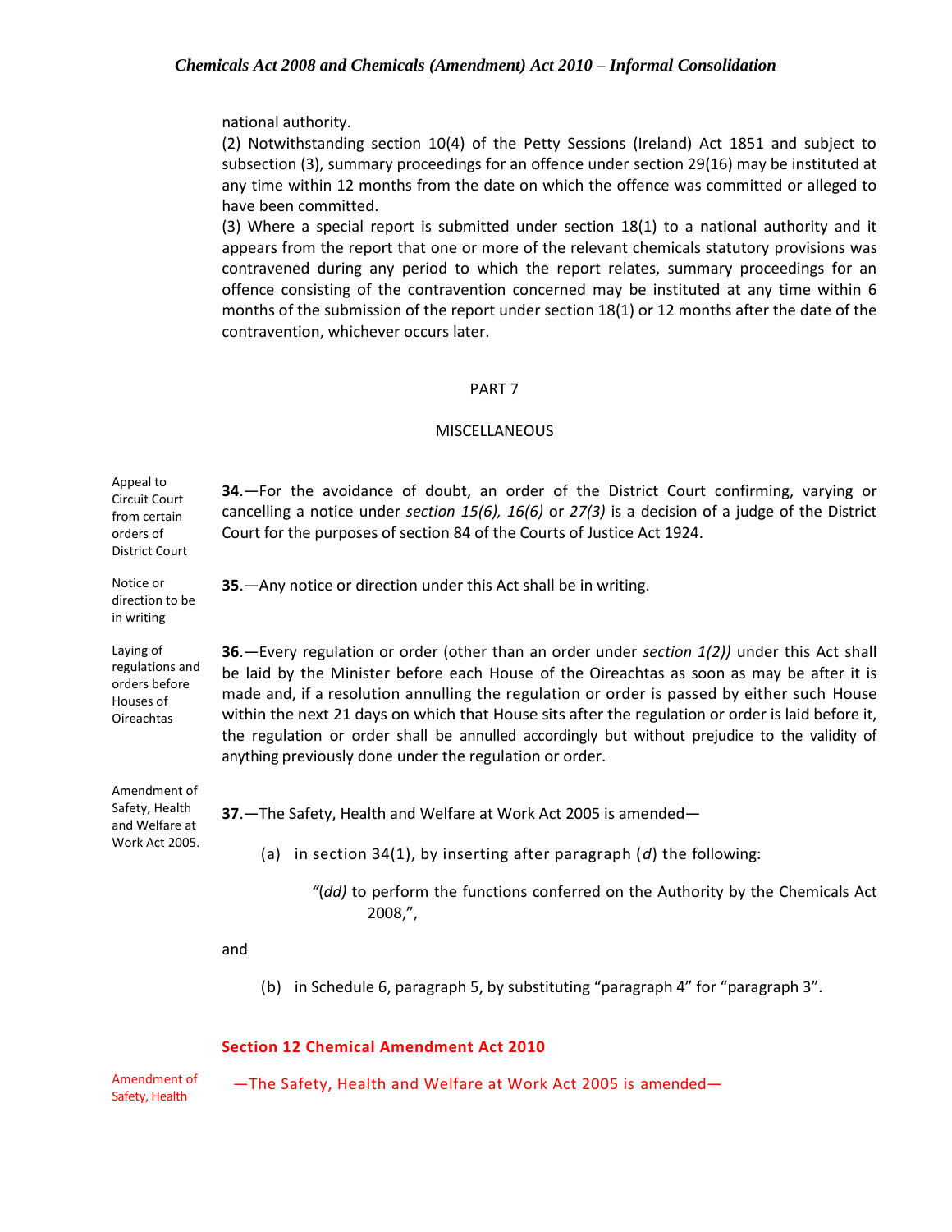national authority.

(2) Notwithstanding section 10(4) of the Petty Sessions (Ireland) Act 1851 and subject to subsection (3), summary proceedings for an offence under section 29(16) may be instituted at any time within 12 months from the date on which the offence was committed or alleged to have been committed.

(3) Where a special report is submitted under section 18(1) to a national authority and it appears from the report that one or more of the relevant chemicals statutory provisions was contravened during any period to which the report relates, summary proceedings for an offence consisting of the contravention concerned may be instituted at any time within 6 months of the submission of the report under section 18(1) or 12 months after the date of the contravention, whichever occurs later.

PART 7

MISCELLANEOUS

*Appeal to Circuit Court from certain orders of District Court*

**34**.—For the avoidance of doubt, an order of the District Court confirming, varying or cancelling a notice under *section 15(6), 16(6)* or *27(3)* is a decision of a judge of the District Court for the purposes of section 84 of the Courts of Justice Act 1924.

*Notice or direction to be in writing*

**35**.—Any notice or direction under this Act shall be in writing.

*Laying of regulations and orders before Houses of Oireachtas*

**36**.—Every regulation or order (other than an order under *section 1(2))* under this Act shall be laid by the Minister before each House of the Oireachtas as soon as may be after it is made and, if a resolution annulling the regulation or order is passed by either such House within the next 21 days on which that House sits after the regulation or order is laid before it, the regulation or order shall be annulled accordingly but without prejudice to the validity of anything previously done under the regulation or order.

*Amendment of Safety, Health and Welfare at Work Act 2005.*

**37**.—The Safety, Health and Welfare at Work Act 2005 is amended—

(a) in section 34(1), by inserting after paragraph (*d*) the following:

"(*dd)* to perform the functions conferred on the Authority by the Chemicals Act 2008,",

and

(b) in Schedule 6, paragraph 5, by substituting "paragraph 4" for "paragraph 3".

**Section 12 Chemical Amendment Act 2010**

*Amendment of Safety, Health*

—The Safety, Health and Welfare at Work Act 2005 is amended—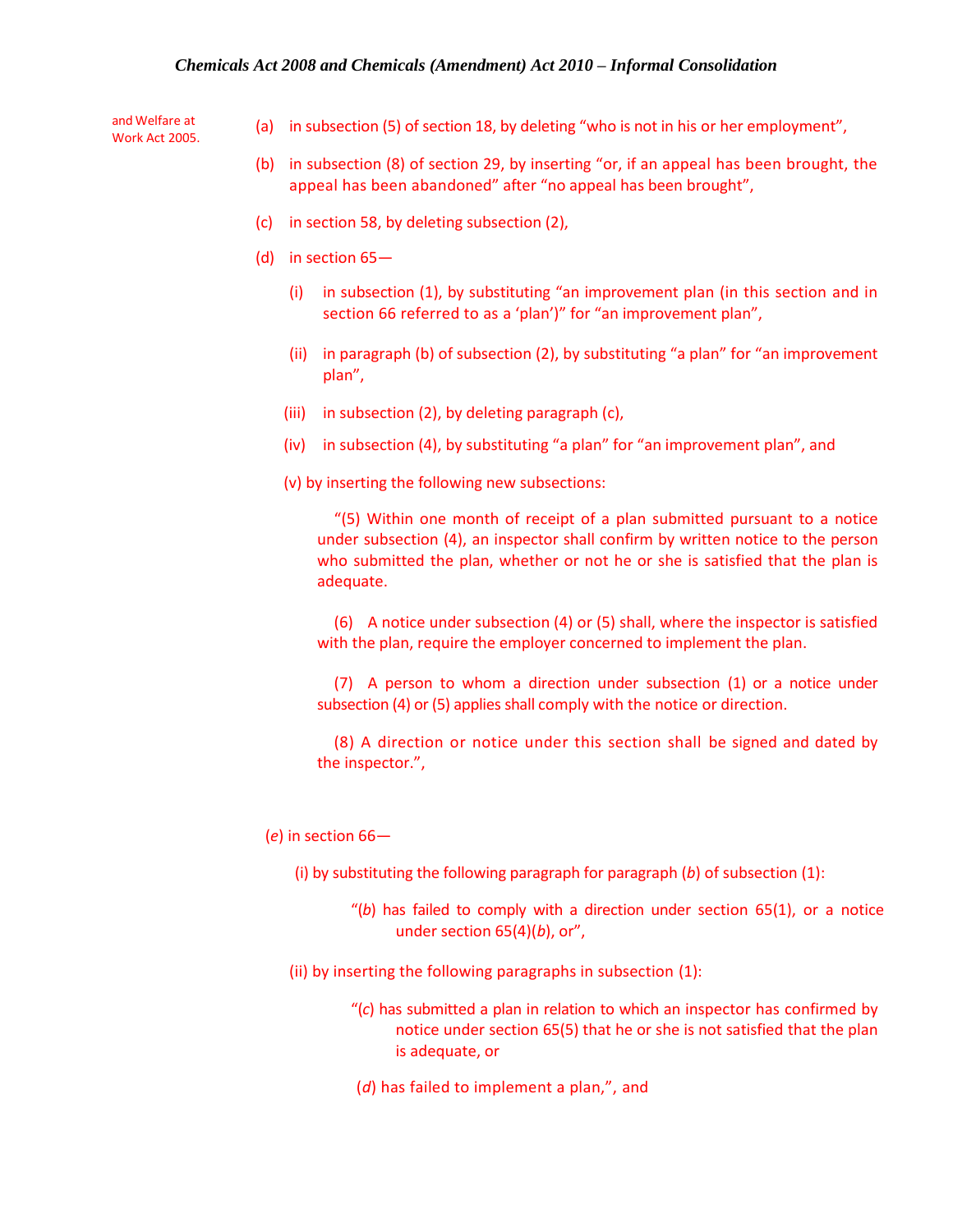and Welfare at Work Act 2005.

(a) in subsection (5) of section 18, by deleting “who is not in his or her employment”,

(b) in subsection (8) of section 29, by inserting “or, if an appeal has been brought, the appeal has been abandoned” after “no appeal has been brought”,

(c) in section 58, by deleting subsection (2),

(d) in section 65—

(i) in subsection (1), by substituting “an improvement plan (in this section and in section 66 referred to as a ‘plan’)” for “an improvement plan”,

(ii) in paragraph (b) of subsection (2), by substituting “a plan” for “an improvement plan”,

(iii) in subsection (2), by deleting paragraph (c),

(iv) in subsection (4), by substituting “a plan” for “an improvement plan”, and

(v) by inserting the following new subsections:

“(5) Within one month of receipt of a plan submitted pursuant to a notice under subsection (4), an inspector shall confirm by written notice to the person who submitted the plan, whether or not he or she is satisfied that the plan is adequate.

(6) A notice under subsection (4) or (5) shall, where the inspector is satisfied with the plan, require the employer concerned to implement the plan.

(7) A person to whom a direction under subsection (1) or a notice under subsection (4) or (5) applies shall comply with the notice or direction.

(8) A direction or notice under this section shall be signed and dated by the inspector.”,

(*e*) in section 66—

(i) by substituting the following paragraph for paragraph (*b*) of subsection (1):

“(*b*) has failed to comply with a direction under section 65(1), or a notice under section 65(4)(*b*), or”,

(ii) by inserting the following paragraphs in subsection (1):

“(*c*) has submitted a plan in relation to which an inspector has confirmed by notice under section 65(5) that he or she is not satisfied that the plan is adequate, or

(*d*) has failed to implement a plan,”, and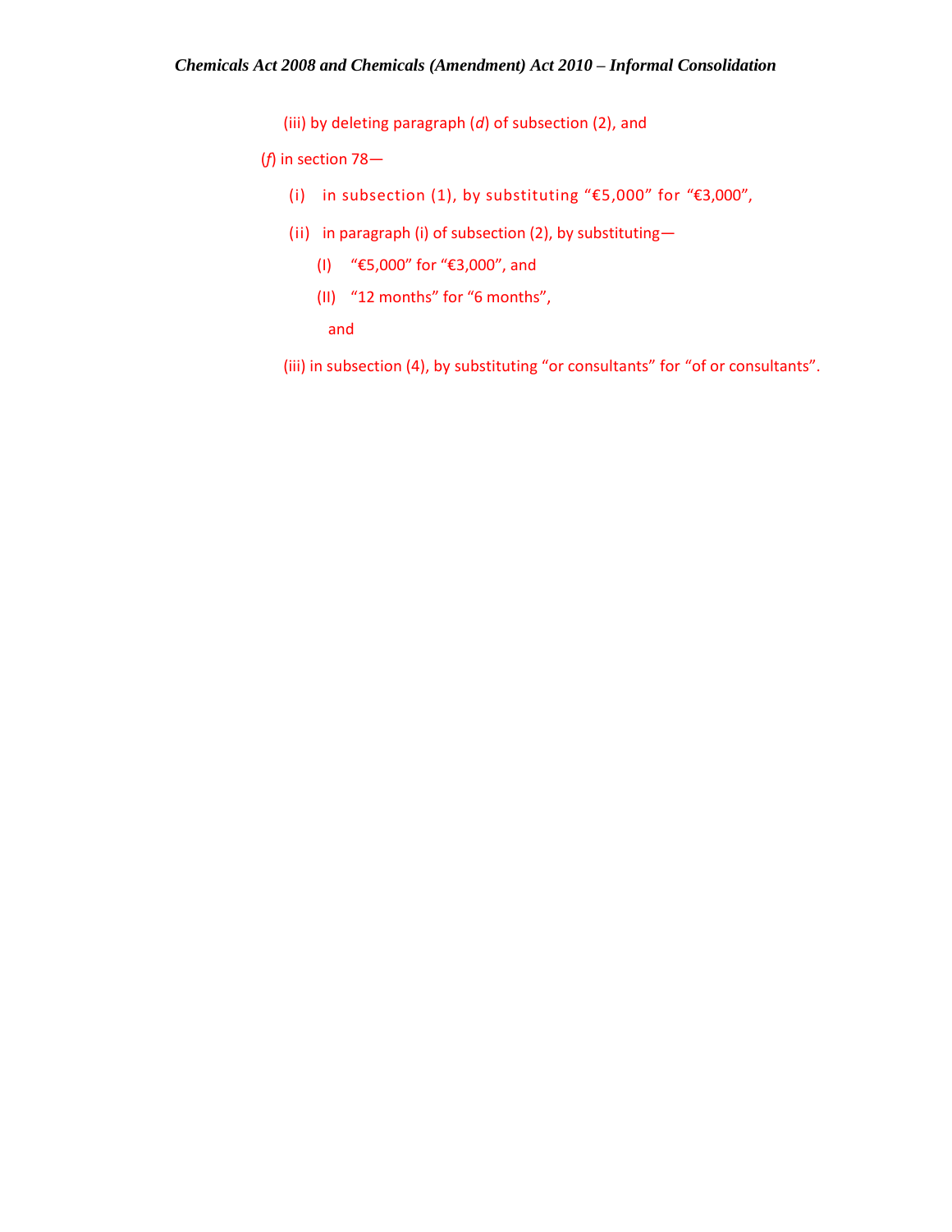(iii) by deleting paragraph (*d*) of subsection (2), and

(*f*) in section 78—

(i) in subsection (1), by substituting "€5,000" for "€3,000",

(ii) in paragraph (i) of subsection (2), by substituting—

(I) "€5,000" for "€3,000", and

(II) "12 months" for "6 months",

and

(iii) in subsection (4), by substituting "or consultants" for "of or consultants".